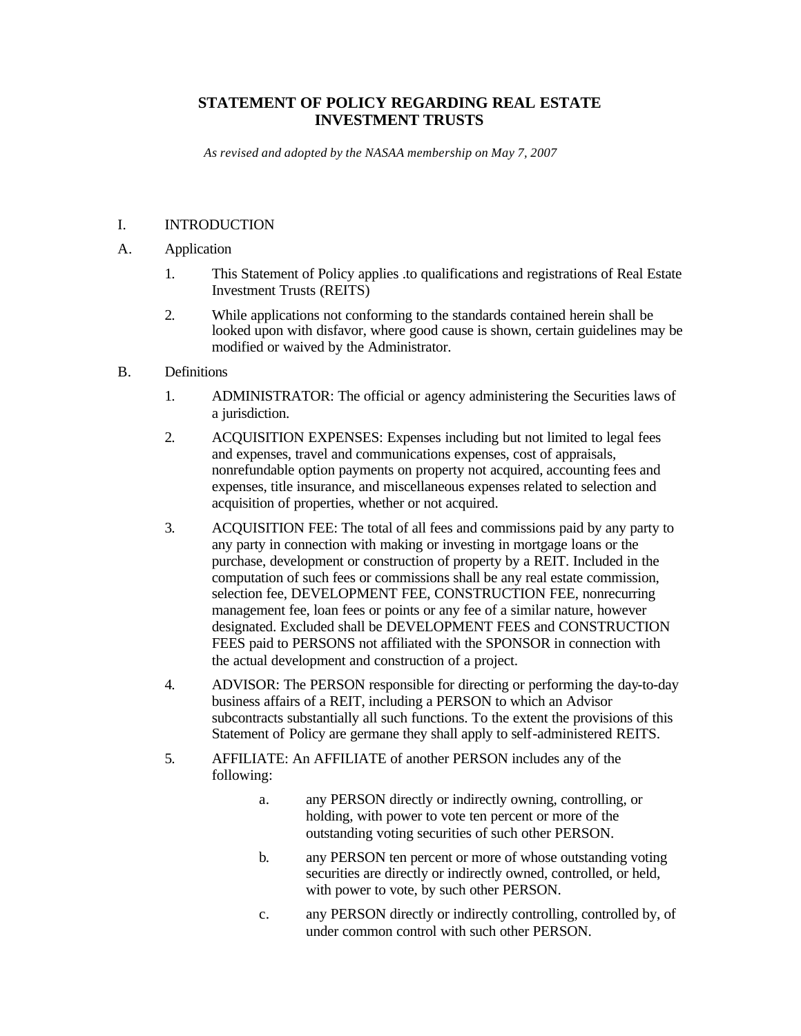# STATEMENT OF POLICY REGARDING REAL ESTATE INVESTMENT TRUSTS

*As revised and adopted by the NASAA membership on May 7, 2007*

I. INTRODUCTION

A. Application

1. This Statement of Policy applies .to qualifications and registrations of Real Estate Investment Trusts (REITS)

2. While applications not conforming to the standards contained herein shall be looked upon with disfavor, where good cause is shown, certain guidelines may be modified or waived by the Administrator.

B. Definitions

1. ADMINISTRATOR: The official or agency administering the Securities laws of a jurisdiction.

2. ACQUISITION EXPENSES: Expenses including but not limited to legal fees and expenses, travel and communications expenses, cost of appraisals, nonrefundable option payments on property not acquired, accounting fees and expenses, title insurance, and miscellaneous expenses related to selection and acquisition of properties, whether or not acquired.

3. ACQUISITION FEE: The total of all fees and commissions paid by any party to any party in connection with making or investing in mortgage loans or the purchase, development or construction of property by a REIT. Included in the computation of such fees or commissions shall be any real estate commission, selection fee, DEVELOPMENT FEE, CONSTRUCTION FEE, nonrecurring management fee, loan fees or points or any fee of a similar nature, however designated. Excluded shall be DEVELOPMENT FEES and CONSTRUCTION FEES paid to PERSONS not affiliated with the SPONSOR in connection with the actual development and construction of a project.

4. ADVISOR: The PERSON responsible for directing or performing the day-to-day business affairs of a REIT, including a PERSON to which an Advisor subcontracts substantially all such functions. To the extent the provisions of this Statement of Policy are germane they shall apply to self-administered REITS.

5. AFFILIATE: An AFFILIATE of another PERSON includes any of the following:

    a. any PERSON directly or indirectly owning, controlling, or holding, with power to vote ten percent or more of the outstanding voting securities of such other PERSON.

    b. any PERSON ten percent or more of whose outstanding voting securities are directly or indirectly owned, controlled, or held, with power to vote, by such other PERSON.

    c. any PERSON directly or indirectly controlling, controlled by, of under common control with such other PERSON.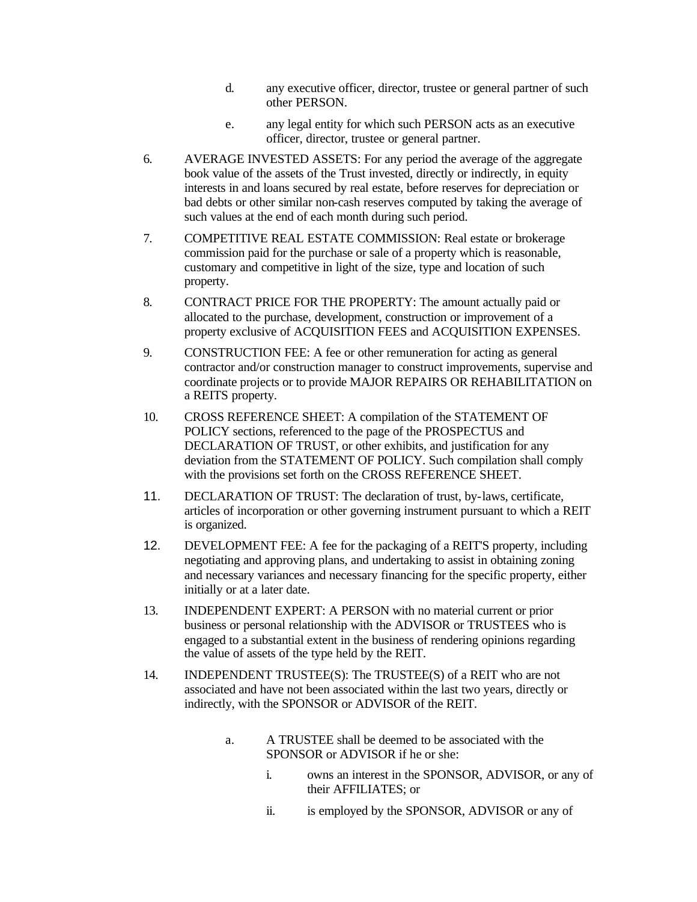d. any executive officer, director, trustee or general partner of such other PERSON.

e. any legal entity for which such PERSON acts as an executive officer, director, trustee or general partner.

6. AVERAGE INVESTED ASSETS: For any period the average of the aggregate book value of the assets of the Trust invested, directly or indirectly, in equity interests in and loans secured by real estate, before reserves for depreciation or bad debts or other similar non-cash reserves computed by taking the average of such values at the end of each month during such period.

7. COMPETITIVE REAL ESTATE COMMISSION: Real estate or brokerage commission paid for the purchase or sale of a property which is reasonable, customary and competitive in light of the size, type and location of such property.

8. CONTRACT PRICE FOR THE PROPERTY: The amount actually paid or allocated to the purchase, development, construction or improvement of a property exclusive of ACQUISITION FEES and ACQUISITION EXPENSES.

9. CONSTRUCTION FEE: A fee or other remuneration for acting as general contractor and/or construction manager to construct improvements, supervise and coordinate projects or to provide MAJOR REPAIRS OR REHABILITATION on a REITS property.

10. CROSS REFERENCE SHEET: A compilation of the STATEMENT OF POLICY sections, referenced to the page of the PROSPECTUS and DECLARATION OF TRUST, or other exhibits, and justification for any deviation from the STATEMENT OF POLICY. Such compilation shall comply with the provisions set forth on the CROSS REFERENCE SHEET.

11. DECLARATION OF TRUST: The declaration of trust, by-laws, certificate, articles of incorporation or other governing instrument pursuant to which a REIT is organized.

12. DEVELOPMENT FEE: A fee for the packaging of a REIT'S property, including negotiating and approving plans, and undertaking to assist in obtaining zoning and necessary variances and necessary financing for the specific property, either initially or at a later date.

13. INDEPENDENT EXPERT: A PERSON with no material current or prior business or personal relationship with the ADVISOR or TRUSTEES who is engaged to a substantial extent in the business of rendering opinions regarding the value of assets of the type held by the REIT.

14. INDEPENDENT TRUSTEE(S): The TRUSTEE(S) of a REIT who are not associated and have not been associated within the last two years, directly or indirectly, with the SPONSOR or ADVISOR of the REIT.

   a. A TRUSTEE shall be deemed to be associated with the SPONSOR or ADVISOR if he or she:

      i. owns an interest in the SPONSOR, ADVISOR, or any of their AFFILIATES; or

      ii. is employed by the SPONSOR, ADVISOR or any of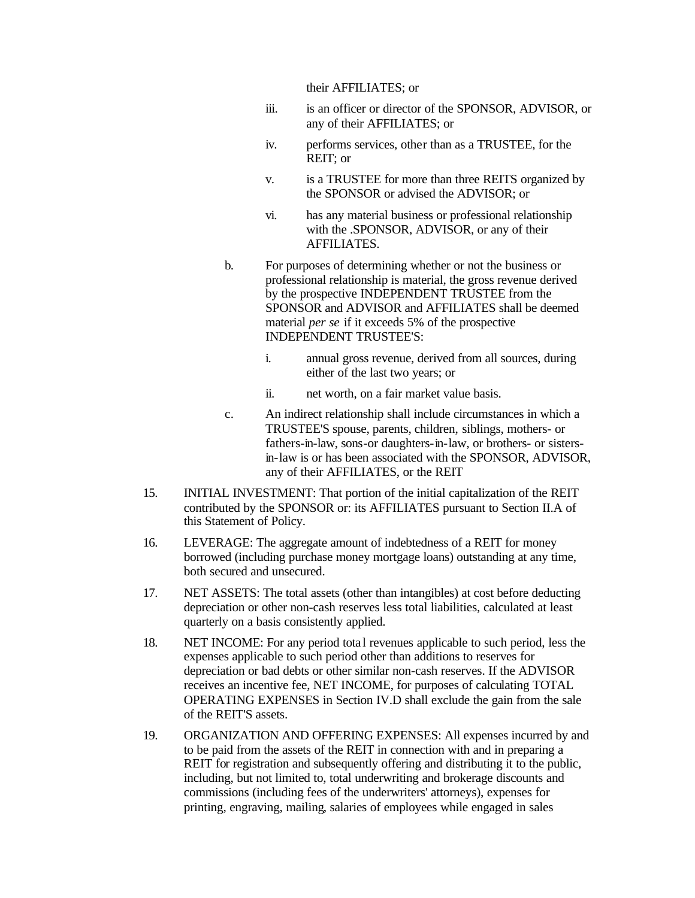their AFFILIATES; or

   iii. is an officer or director of the SPONSOR, ADVISOR, or any of their AFFILIATES; or

   iv. performs services, other than as a TRUSTEE, for the REIT; or

   v. is a TRUSTEE for more than three REITS organized by the SPONSOR or advised the ADVISOR; or

   vi. has any material business or professional relationship with the .SPONSOR, ADVISOR, or any of their AFFILIATES.

b. For purposes of determining whether or not the business or professional relationship is material, the gross revenue derived by the prospective INDEPENDENT TRUSTEE from the SPONSOR and ADVISOR and AFFILIATES shall be deemed material *per se* if it exceeds 5% of the prospective INDEPENDENT TRUSTEE'S:

   i. annual gross revenue, derived from all sources, during either of the last two years; or

   ii. net worth, on a fair market value basis.

c. An indirect relationship shall include circumstances in which a TRUSTEE'S spouse, parents, children, siblings, mothers- or fathers-in-law, sons-or daughters-in-law, or brothers- or sisters-in-law is or has been associated with the SPONSOR, ADVISOR, any of their AFFILIATES, or the REIT

15. INITIAL INVESTMENT: That portion of the initial capitalization of the REIT contributed by the SPONSOR or: its AFFILIATES pursuant to Section II.A of this Statement of Policy.

16. LEVERAGE: The aggregate amount of indebtedness of a REIT for money borrowed (including purchase money mortgage loans) outstanding at any time, both secured and unsecured.

17. NET ASSETS: The total assets (other than intangibles) at cost before deducting depreciation or other non-cash reserves less total liabilities, calculated at least quarterly on a basis consistently applied.

18. NET INCOME: For any period total revenues applicable to such period, less the expenses applicable to such period other than additions to reserves for depreciation or bad debts or other similar non-cash reserves. If the ADVISOR receives an incentive fee, NET INCOME, for purposes of calculating TOTAL OPERATING EXPENSES in Section IV.D shall exclude the gain from the sale of the REIT'S assets.

19. ORGANIZATION AND OFFERING EXPENSES: All expenses incurred by and to be paid from the assets of the REIT in connection with and in preparing a REIT for registration and subsequently offering and distributing it to the public, including, but not limited to, total underwriting and brokerage discounts and commissions (including fees of the underwriters' attorneys), expenses for printing, engraving, mailing, salaries of employees while engaged in sales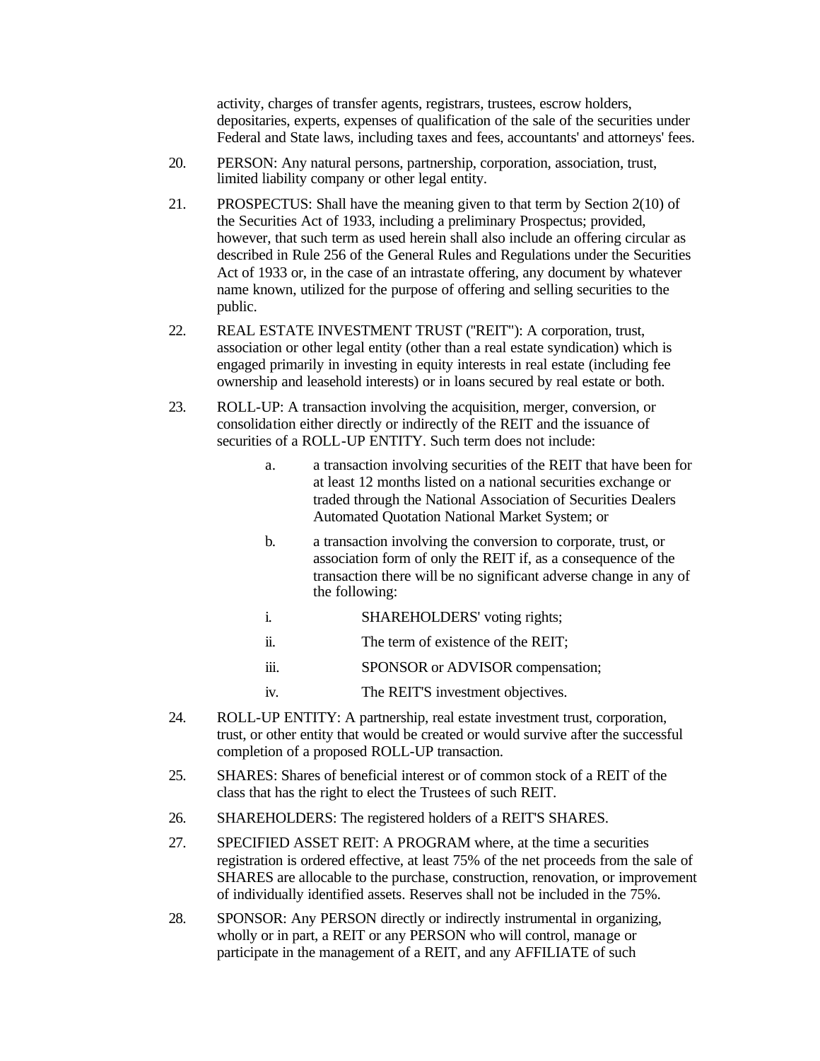activity, charges of transfer agents, registrars, trustees, escrow holders, depositaries, experts, expenses of qualification of the sale of the securities under Federal and State laws, including taxes and fees, accountants' and attorneys' fees.

20. PERSON: Any natural persons, partnership, corporation, association, trust, limited liability company or other legal entity.

21. PROSPECTUS: Shall have the meaning given to that term by Section 2(10) of the Securities Act of 1933, including a preliminary Prospectus; provided, however, that such term as used herein shall also include an offering circular as described in Rule 256 of the General Rules and Regulations under the Securities Act of 1933 or, in the case of an intrastate offering, any document by whatever name known, utilized for the purpose of offering and selling securities to the public.

22. REAL ESTATE INVESTMENT TRUST ("REIT"): A corporation, trust, association or other legal entity (other than a real estate syndication) which is engaged primarily in investing in equity interests in real estate (including fee ownership and leasehold interests) or in loans secured by real estate or both.

23. ROLL-UP: A transaction involving the acquisition, merger, conversion, or consolidation either directly or indirectly of the REIT and the issuance of securities of a ROLL-UP ENTITY. Such term does not include:

    a. a transaction involving securities of the REIT that have been for at least 12 months listed on a national securities exchange or traded through the National Association of Securities Dealers Automated Quotation National Market System; or

    b. a transaction involving the conversion to corporate, trust, or association form of only the REIT if, as a consequence of the transaction there will be no significant adverse change in any of the following:

    i. SHAREHOLDERS' voting rights;

    ii. The term of existence of the REIT;

    iii. SPONSOR or ADVISOR compensation;

    iv. The REIT'S investment objectives.

24. ROLL-UP ENTITY: A partnership, real estate investment trust, corporation, trust, or other entity that would be created or would survive after the successful completion of a proposed ROLL-UP transaction.

25. SHARES: Shares of beneficial interest or of common stock of a REIT of the class that has the right to elect the Trustees of such REIT.

26. SHAREHOLDERS: The registered holders of a REIT'S SHARES.

27. SPECIFIED ASSET REIT: A PROGRAM where, at the time a securities registration is ordered effective, at least 75% of the net proceeds from the sale of SHARES are allocable to the purchase, construction, renovation, or improvement of individually identified assets. Reserves shall not be included in the 75%.

28. SPONSOR: Any PERSON directly or indirectly instrumental in organizing, wholly or in part, a REIT or any PERSON who will control, manage or participate in the management of a REIT, and any AFFILIATE of such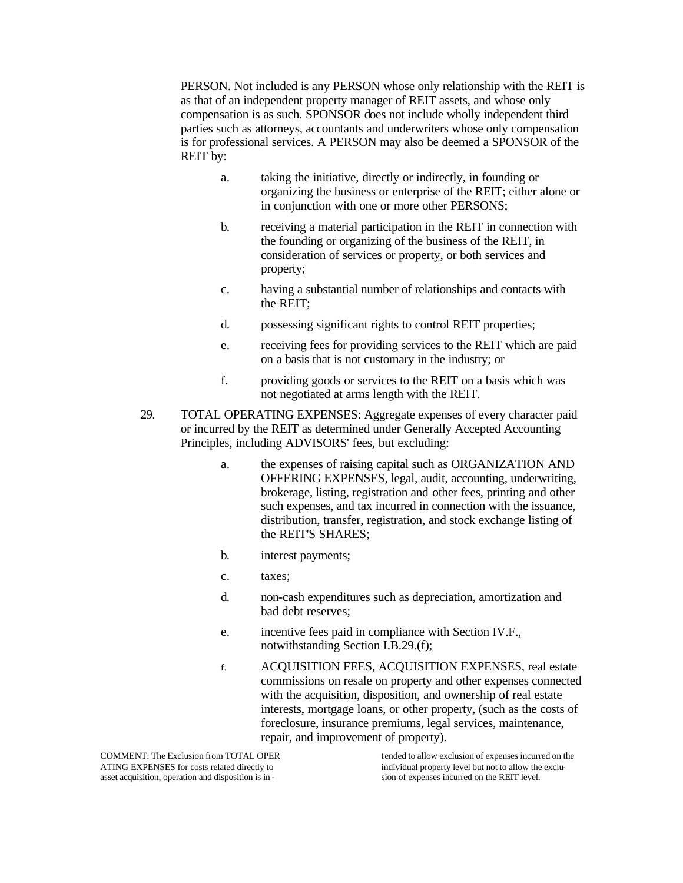PERSON. Not included is any PERSON whose only relationship with the REIT is as that of an independent property manager of REIT assets, and whose only compensation is as such. SPONSOR does not include wholly independent third parties such as attorneys, accountants and underwriters whose only compensation is for professional services. A PERSON may also be deemed a SPONSOR of the REIT by:

a. taking the initiative, directly or indirectly, in founding or organizing the business or enterprise of the REIT; either alone or in conjunction with one or more other PERSONS;

b. receiving a material participation in the REIT in connection with the founding or organizing of the business of the REIT, in consideration of services or property, or both services and property;

c. having a substantial number of relationships and contacts with the REIT;

d. possessing significant rights to control REIT properties;

e. receiving fees for providing services to the REIT which are paid on a basis that is not customary in the industry; or

f. providing goods or services to the REIT on a basis which was not negotiated at arms length with the REIT.

29. TOTAL OPERATING EXPENSES: Aggregate expenses of every character paid or incurred by the REIT as determined under Generally Accepted Accounting Principles, including ADVISORS' fees, but excluding:

a. the expenses of raising capital such as ORGANIZATION AND OFFERING EXPENSES, legal, audit, accounting, underwriting, brokerage, listing, registration and other fees, printing and other such expenses, and tax incurred in connection with the issuance, distribution, transfer, registration, and stock exchange listing of the REIT'S SHARES;

b. interest payments;

c. taxes;

d. non-cash expenditures such as depreciation, amortization and bad debt reserves;

e. incentive fees paid in compliance with Section IV.F., notwithstanding Section I.B.29.(f);

f. ACQUISITION FEES, ACQUISITION EXPENSES, real estate commissions on resale on property and other expenses connected with the acquisition, disposition, and ownership of real estate interests, mortgage loans, or other property, (such as the costs of foreclosure, insurance premiums, legal services, maintenance, repair, and improvement of property).

COMMENT: The Exclusion from TOTAL OPERATING EXPENSES for costs related directly to asset acquisition, operation and disposition is intended to allow exclusion of expenses incurred on the individual property level but not to allow the exclusion of expenses incurred on the REIT level.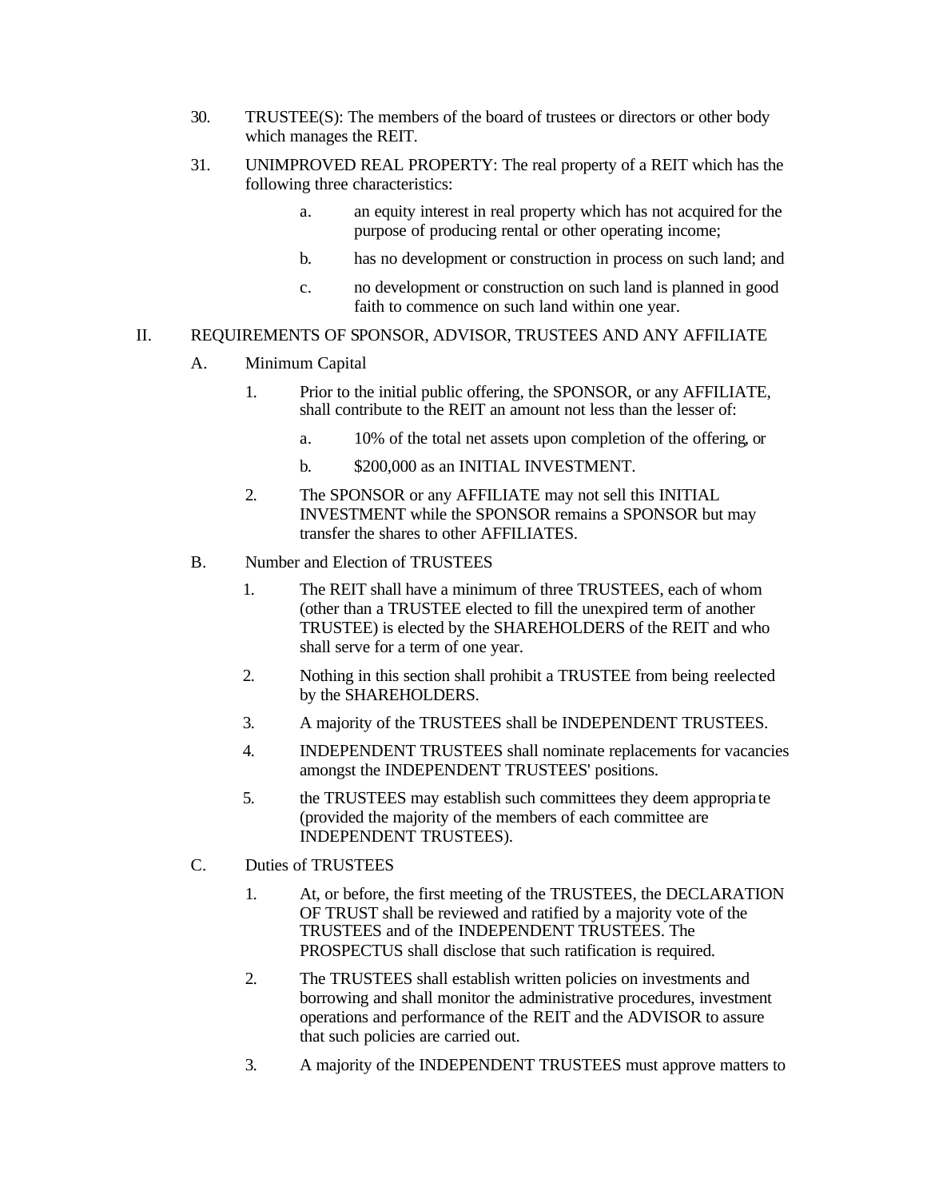30. TRUSTEE(S): The members of the board of trustees or directors or other body which manages the REIT.

31. UNIMPROVED REAL PROPERTY: The real property of a REIT which has the following three characteristics:

    a. an equity interest in real property which has not acquired for the purpose of producing rental or other operating income;

    b. has no development or construction in process on such land; and

    c. no development or construction on such land is planned in good faith to commence on such land within one year.

## II. REQUIREMENTS OF SPONSOR, ADVISOR, TRUSTEES AND ANY AFFILIATE

### A. Minimum Capital

1. Prior to the initial public offering, the SPONSOR, or any AFFILIATE, shall contribute to the REIT an amount not less than the lesser of:

   a. 10% of the total net assets upon completion of the offering, or

   b. $200,000 as an INITIAL INVESTMENT.

2. The SPONSOR or any AFFILIATE may not sell this INITIAL INVESTMENT while the SPONSOR remains a SPONSOR but may transfer the shares to other AFFILIATES.

### B. Number and Election of TRUSTEES

1. The REIT shall have a minimum of three TRUSTEES, each of whom (other than a TRUSTEE elected to fill the unexpired term of another TRUSTEE) is elected by the SHAREHOLDERS of the REIT and who shall serve for a term of one year.

2. Nothing in this section shall prohibit a TRUSTEE from being reelected by the SHAREHOLDERS.

3. A majority of the TRUSTEES shall be INDEPENDENT TRUSTEES.

4. INDEPENDENT TRUSTEES shall nominate replacements for vacancies amongst the INDEPENDENT TRUSTEES' positions.

5. the TRUSTEES may establish such committees they deem appropriate (provided the majority of the members of each committee are INDEPENDENT TRUSTEES).

### C. Duties of TRUSTEES

1. At, or before, the first meeting of the TRUSTEES, the DECLARATION OF TRUST shall be reviewed and ratified by a majority vote of the TRUSTEES and of the INDEPENDENT TRUSTEES. The PROSPECTUS shall disclose that such ratification is required.

2. The TRUSTEES shall establish written policies on investments and borrowing and shall monitor the administrative procedures, investment operations and performance of the REIT and the ADVISOR to assure that such policies are carried out.

3. A majority of the INDEPENDENT TRUSTEES must approve matters to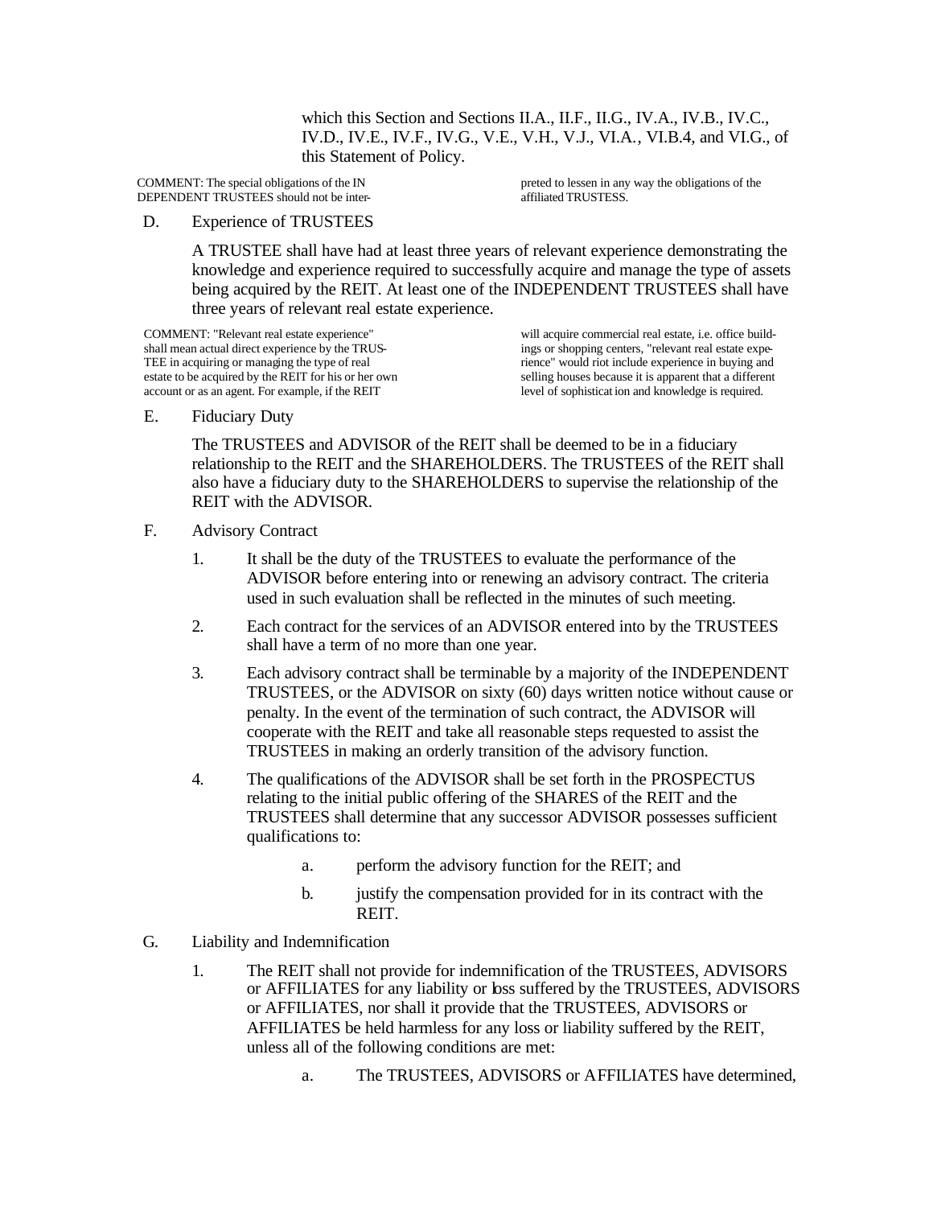which this Section and Sections II.A., II.F., II.G., IV.A., IV.B., IV.C., IV.D., IV.E., IV.F., IV.G., V.E., V.H., V.J., VI.A., VI.B.4, and VI.G., of this Statement of Policy.

COMMENT: The special obligations of the INDEPENDENT TRUSTEES should not be interpreted to lessen in any way the obligations of the affiliated TRUSTESS.

D. Experience of TRUSTEES

A TRUSTEE shall have had at least three years of relevant experience demonstrating the knowledge and experience required to successfully acquire and manage the type of assets being acquired by the REIT. At least one of the INDEPENDENT TRUSTEES shall have three years of relevant real estate experience.

COMMENT: "Relevant real estate experience" shall mean actual direct experience by the TRUSTEE in acquiring or managing the type of real estate to be acquired by the REIT for his or her own account or as an agent. For example, if the REIT will acquire commercial real estate, i.e. office buildings or shopping centers, "relevant real estate experience" would riot include experience in buying and selling houses because it is apparent that a different level of sophistication and knowledge is required.

E. Fiduciary Duty

The TRUSTEES and ADVISOR of the REIT shall be deemed to be in a fiduciary relationship to the REIT and the SHAREHOLDERS. The TRUSTEES of the REIT shall also have a fiduciary duty to the SHAREHOLDERS to supervise the relationship of the REIT with the ADVISOR.

F. Advisory Contract

1. It shall be the duty of the TRUSTEES to evaluate the performance of the ADVISOR before entering into or renewing an advisory contract. The criteria used in such evaluation shall be reflected in the minutes of such meeting.

2. Each contract for the services of an ADVISOR entered into by the TRUSTEES shall have a term of no more than one year.

3. Each advisory contract shall be terminable by a majority of the INDEPENDENT TRUSTEES, or the ADVISOR on sixty (60) days written notice without cause or penalty. In the event of the termination of such contract, the ADVISOR will cooperate with the REIT and take all reasonable steps requested to assist the TRUSTEES in making an orderly transition of the advisory function.

4. The qualifications of the ADVISOR shall be set forth in the PROSPECTUS relating to the initial public offering of the SHARES of the REIT and the TRUSTEES shall determine that any successor ADVISOR possesses sufficient qualifications to:

   a. perform the advisory function for the REIT; and

   b. justify the compensation provided for in its contract with the REIT.

G. Liability and Indemnification

1. The REIT shall not provide for indemnification of the TRUSTEES, ADVISORS or AFFILIATES for any liability or loss suffered by the TRUSTEES, ADVISORS or AFFILIATES, nor shall it provide that the TRUSTEES, ADVISORS or AFFILIATES be held harmless for any loss or liability suffered by the REIT, unless all of the following conditions are met:

   a. The TRUSTEES, ADVISORS or AFFILIATES have determined,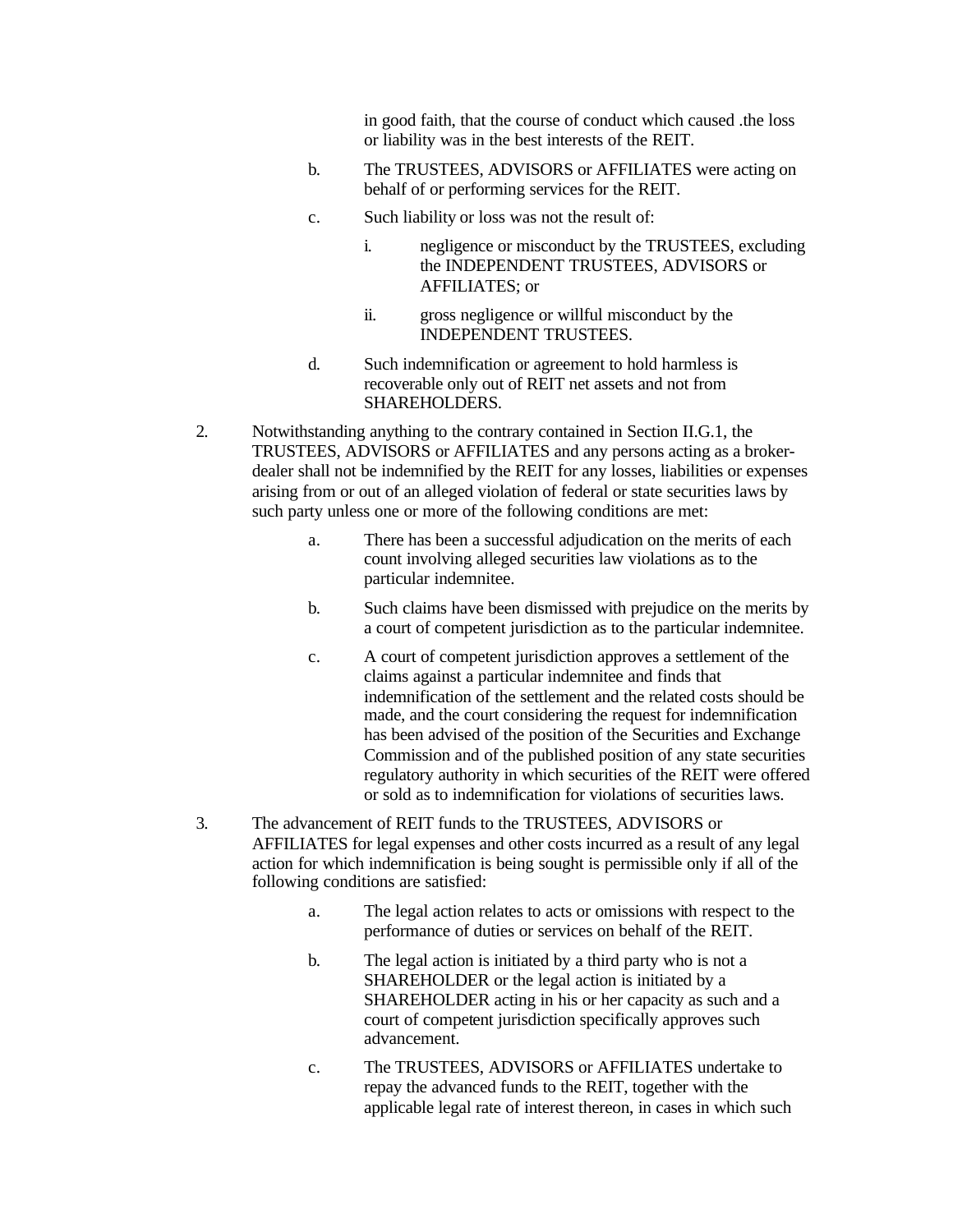in good faith, that the course of conduct which caused .the loss or liability was in the best interests of the REIT.

b. The TRUSTEES, ADVISORS or AFFILIATES were acting on behalf of or performing services for the REIT.

c. Such liability or loss was not the result of:

   i. negligence or misconduct by the TRUSTEES, excluding the INDEPENDENT TRUSTEES, ADVISORS or AFFILIATES; or

   ii. gross negligence or willful misconduct by the INDEPENDENT TRUSTEES.

d. Such indemnification or agreement to hold harmless is recoverable only out of REIT net assets and not from SHAREHOLDERS.

2. Notwithstanding anything to the contrary contained in Section II.G.1, the TRUSTEES, ADVISORS or AFFILIATES and any persons acting as a broker-dealer shall not be indemnified by the REIT for any losses, liabilities or expenses arising from or out of an alleged violation of federal or state securities laws by such party unless one or more of the following conditions are met:

   a. There has been a successful adjudication on the merits of each count involving alleged securities law violations as to the particular indemnitee.

   b. Such claims have been dismissed with prejudice on the merits by a court of competent jurisdiction as to the particular indemnitee.

   c. A court of competent jurisdiction approves a settlement of the claims against a particular indemnitee and finds that indemnification of the settlement and the related costs should be made, and the court considering the request for indemnification has been advised of the position of the Securities and Exchange Commission and of the published position of any state securities regulatory authority in which securities of the REIT were offered or sold as to indemnification for violations of securities laws.

3. The advancement of REIT funds to the TRUSTEES, ADVISORS or AFFILIATES for legal expenses and other costs incurred as a result of any legal action for which indemnification is being sought is permissible only if all of the following conditions are satisfied:

   a. The legal action relates to acts or omissions with respect to the performance of duties or services on behalf of the REIT.

   b. The legal action is initiated by a third party who is not a SHAREHOLDER or the legal action is initiated by a SHAREHOLDER acting in his or her capacity as such and a court of competent jurisdiction specifically approves such advancement.

   c. The TRUSTEES, ADVISORS or AFFILIATES undertake to repay the advanced funds to the REIT, together with the applicable legal rate of interest thereon, in cases in which such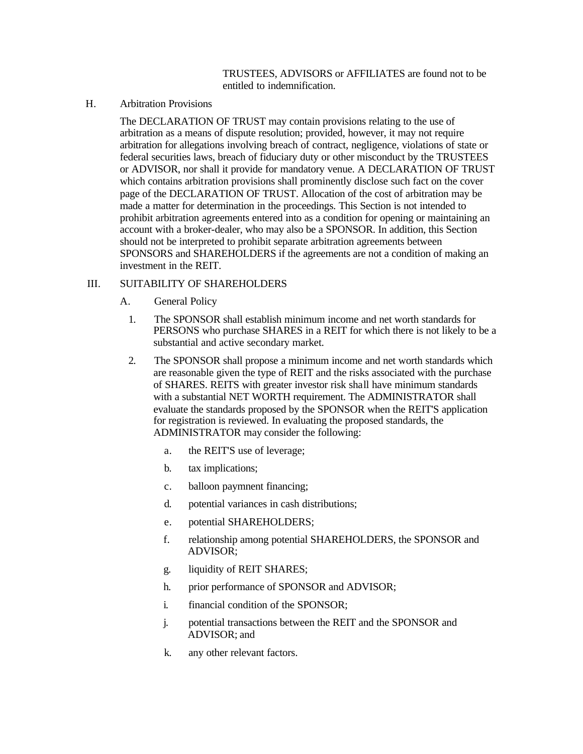TRUSTEES, ADVISORS or AFFILIATES are found not to be entitled to indemnification.

H. Arbitration Provisions

The DECLARATION OF TRUST may contain provisions relating to the use of arbitration as a means of dispute resolution; provided, however, it may not require arbitration for allegations involving breach of contract, negligence, violations of state or federal securities laws, breach of fiduciary duty or other misconduct by the TRUSTEES or ADVISOR, nor shall it provide for mandatory venue. A DECLARATION OF TRUST which contains arbitration provisions shall prominently disclose such fact on the cover page of the DECLARATION OF TRUST. Allocation of the cost of arbitration may be made a matter for determination in the proceedings. This Section is not intended to prohibit arbitration agreements entered into as a condition for opening or maintaining an account with a broker-dealer, who may also be a SPONSOR. In addition, this Section should not be interpreted to prohibit separate arbitration agreements between SPONSORS and SHAREHOLDERS if the agreements are not a condition of making an investment in the REIT.

III. SUITABILITY OF SHAREHOLDERS

A. General Policy

1. The SPONSOR shall establish minimum income and net worth standards for PERSONS who purchase SHARES in a REIT for which there is not likely to be a substantial and active secondary market.

2. The SPONSOR shall propose a minimum income and net worth standards which are reasonable given the type of REIT and the risks associated with the purchase of SHARES. REITS with greater investor risk shall have minimum standards with a substantial NET WORTH requirement. The ADMINISTRATOR shall evaluate the standards proposed by the SPONSOR when the REIT'S application for registration is reviewed. In evaluating the proposed standards, the ADMINISTRATOR may consider the following:

   a. the REIT'S use of leverage;

   b. tax implications;

   c. balloon paymnent financing;

   d. potential variances in cash distributions;

   e. potential SHAREHOLDERS;

   f. relationship among potential SHAREHOLDERS, the SPONSOR and ADVISOR;

   g. liquidity of REIT SHARES;

   h. prior performance of SPONSOR and ADVISOR;

   i. financial condition of the SPONSOR;

   j. potential transactions between the REIT and the SPONSOR and ADVISOR; and

   k. any other relevant factors.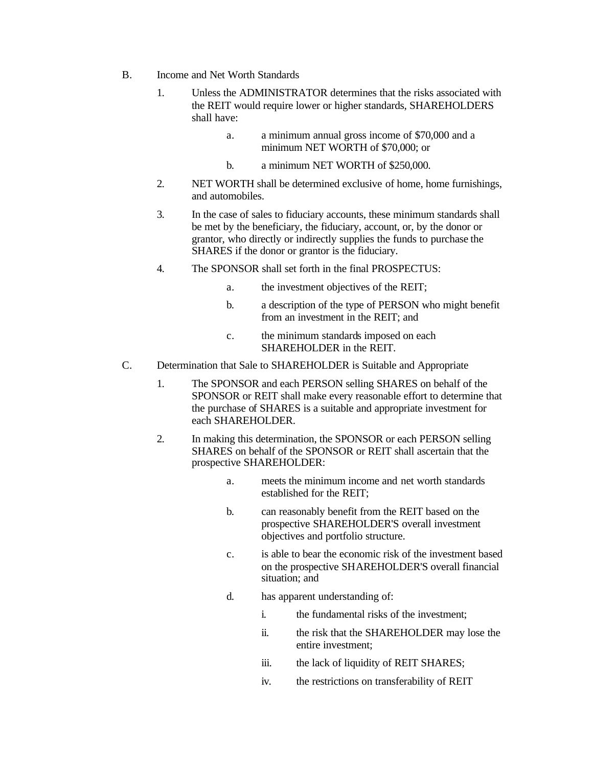B. Income and Net Worth Standards

1. Unless the ADMINISTRATOR determines that the risks associated with the REIT would require lower or higher standards, SHAREHOLDERS shall have:

   a. a minimum annual gross income of $70,000 and a minimum NET WORTH of $70,000; or

   b. a minimum NET WORTH of $250,000.

2. NET WORTH shall be determined exclusive of home, home furnishings, and automobiles.

3. In the case of sales to fiduciary accounts, these minimum standards shall be met by the beneficiary, the fiduciary, account, or, by the donor or grantor, who directly or indirectly supplies the funds to purchase the SHARES if the donor or grantor is the fiduciary.

4. The SPONSOR shall set forth in the final PROSPECTUS:

   a. the investment objectives of the REIT;

   b. a description of the type of PERSON who might benefit from an investment in the REIT; and

   c. the minimum standards imposed on each SHAREHOLDER in the REIT.

C. Determination that Sale to SHAREHOLDER is Suitable and Appropriate

1. The SPONSOR and each PERSON selling SHARES on behalf of the SPONSOR or REIT shall make every reasonable effort to determine that the purchase of SHARES is a suitable and appropriate investment for each SHAREHOLDER.

2. In making this determination, the SPONSOR or each PERSON selling SHARES on behalf of the SPONSOR or REIT shall ascertain that the prospective SHAREHOLDER:

   a. meets the minimum income and net worth standards established for the REIT;

   b. can reasonably benefit from the REIT based on the prospective SHAREHOLDER'S overall investment objectives and portfolio structure.

   c. is able to bear the economic risk of the investment based on the prospective SHAREHOLDER'S overall financial situation; and

   d. has apparent understanding of:

      i. the fundamental risks of the investment;

      ii. the risk that the SHAREHOLDER may lose the entire investment;

      iii. the lack of liquidity of REIT SHARES;

      iv. the restrictions on transferability of REIT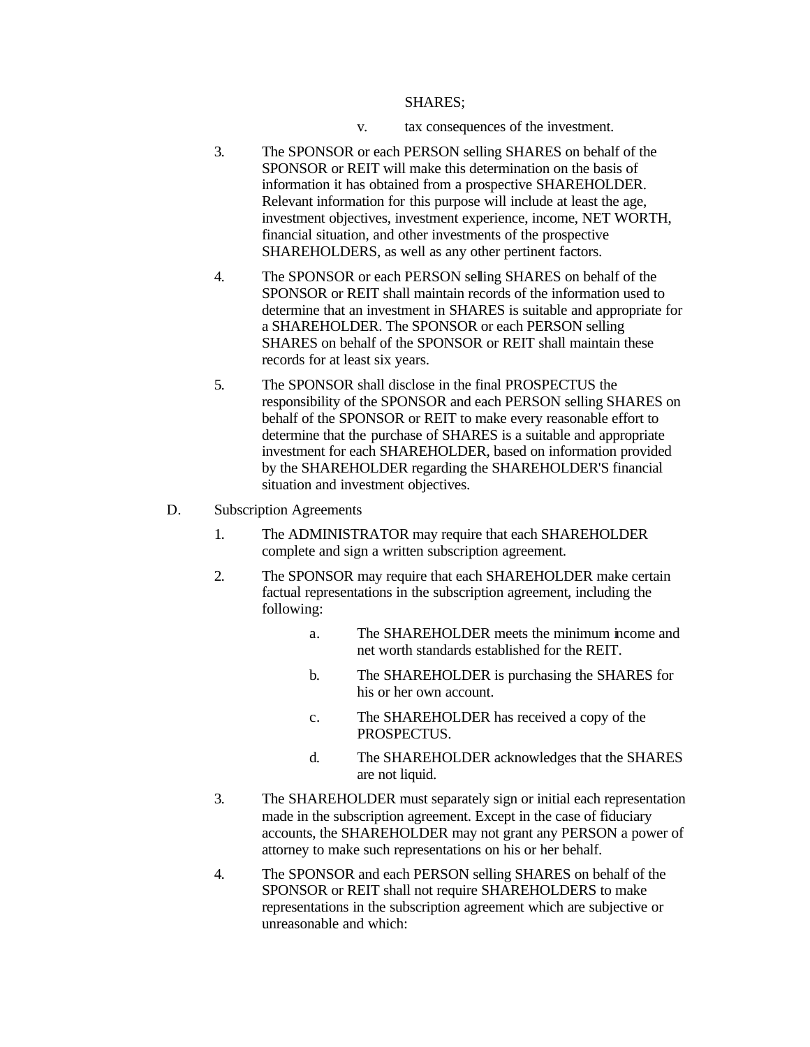SHARES;

v. tax consequences of the investment.

3. The SPONSOR or each PERSON selling SHARES on behalf of the SPONSOR or REIT will make this determination on the basis of information it has obtained from a prospective SHAREHOLDER. Relevant information for this purpose will include at least the age, investment objectives, investment experience, income, NET WORTH, financial situation, and other investments of the prospective SHAREHOLDERS, as well as any other pertinent factors.

4. The SPONSOR or each PERSON selling SHARES on behalf of the SPONSOR or REIT shall maintain records of the information used to determine that an investment in SHARES is suitable and appropriate for a SHAREHOLDER. The SPONSOR or each PERSON selling SHARES on behalf of the SPONSOR or REIT shall maintain these records for at least six years.

5. The SPONSOR shall disclose in the final PROSPECTUS the responsibility of the SPONSOR and each PERSON selling SHARES on behalf of the SPONSOR or REIT to make every reasonable effort to determine that the purchase of SHARES is a suitable and appropriate investment for each SHAREHOLDER, based on information provided by the SHAREHOLDER regarding the SHAREHOLDER'S financial situation and investment objectives.

D. Subscription Agreements

1. The ADMINISTRATOR may require that each SHAREHOLDER complete and sign a written subscription agreement.

2. The SPONSOR may require that each SHAREHOLDER make certain factual representations in the subscription agreement, including the following:

   a. The SHAREHOLDER meets the minimum income and net worth standards established for the REIT.

   b. The SHAREHOLDER is purchasing the SHARES for his or her own account.

   c. The SHAREHOLDER has received a copy of the PROSPECTUS.

   d. The SHAREHOLDER acknowledges that the SHARES are not liquid.

3. The SHAREHOLDER must separately sign or initial each representation made in the subscription agreement. Except in the case of fiduciary accounts, the SHAREHOLDER may not grant any PERSON a power of attorney to make such representations on his or her behalf.

4. The SPONSOR and each PERSON selling SHARES on behalf of the SPONSOR or REIT shall not require SHAREHOLDERS to make representations in the subscription agreement which are subjective or unreasonable and which: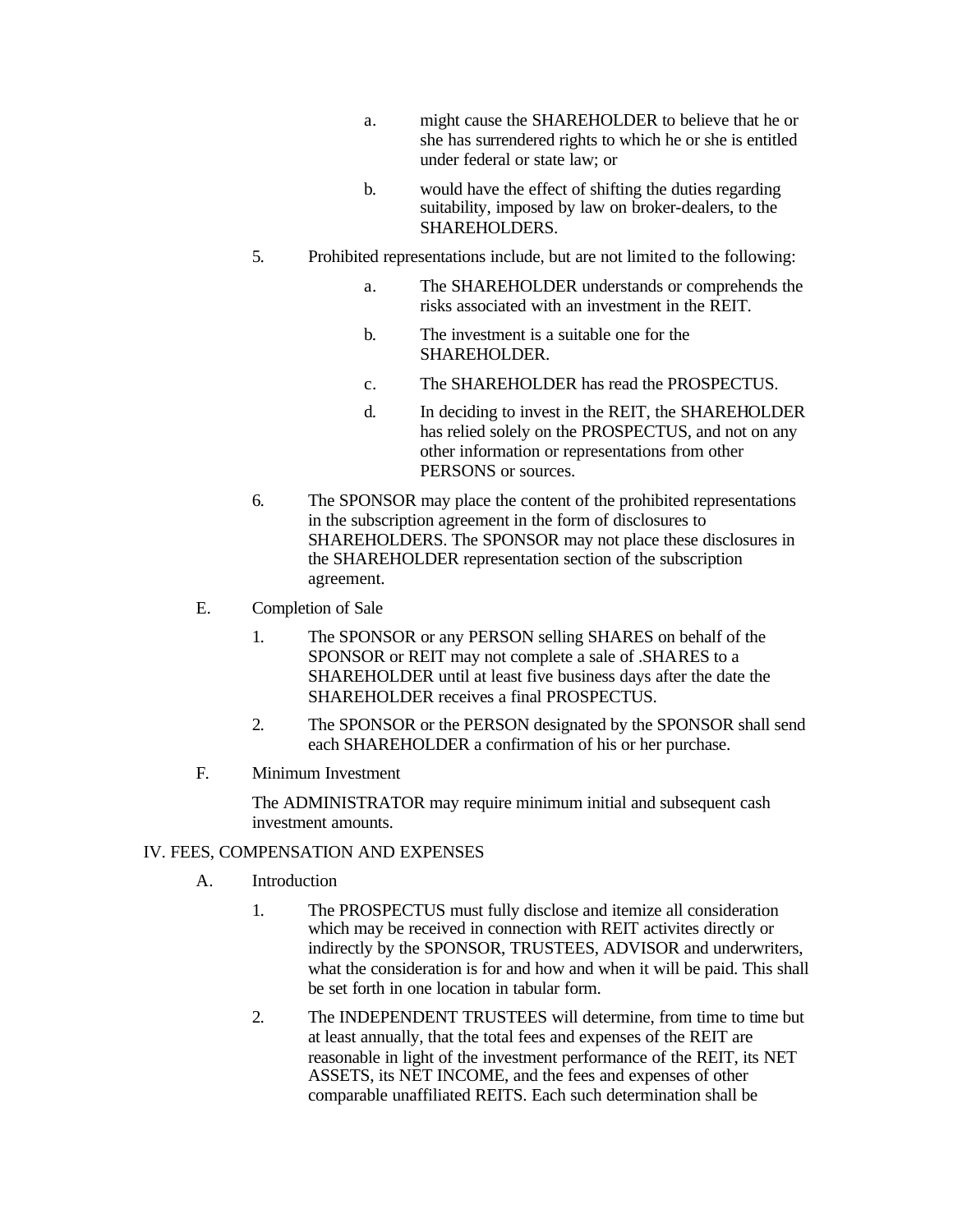a. might cause the SHAREHOLDER to believe that he or she has surrendered rights to which he or she is entitled under federal or state law; or

b. would have the effect of shifting the duties regarding suitability, imposed by law on broker-dealers, to the SHAREHOLDERS.

5. Prohibited representations include, but are not limited to the following:

   a. The SHAREHOLDER understands or comprehends the risks associated with an investment in the REIT.

   b. The investment is a suitable one for the SHAREHOLDER.

   c. The SHAREHOLDER has read the PROSPECTUS.

   d. In deciding to invest in the REIT, the SHAREHOLDER has relied solely on the PROSPECTUS, and not on any other information or representations from other PERSONS or sources.

6. The SPONSOR may place the content of the prohibited representations in the subscription agreement in the form of disclosures to SHAREHOLDERS. The SPONSOR may not place these disclosures in the SHAREHOLDER representation section of the subscription agreement.

E. Completion of Sale

   1. The SPONSOR or any PERSON selling SHARES on behalf of the SPONSOR or REIT may not complete a sale of .SHARES to a SHAREHOLDER until at least five business days after the date the SHAREHOLDER receives a final PROSPECTUS.

   2. The SPONSOR or the PERSON designated by the SPONSOR shall send each SHAREHOLDER a confirmation of his or her purchase.

F. Minimum Investment

   The ADMINISTRATOR may require minimum initial and subsequent cash investment amounts.

IV. FEES, COMPENSATION AND EXPENSES

A. Introduction

   1. The PROSPECTUS must fully disclose and itemize all consideration which may be received in connection with REIT activites directly or indirectly by the SPONSOR, TRUSTEES, ADVISOR and underwriters, what the consideration is for and how and when it will be paid. This shall be set forth in one location in tabular form.

   2. The INDEPENDENT TRUSTEES will determine, from time to time but at least annually, that the total fees and expenses of the REIT are reasonable in light of the investment performance of the REIT, its NET ASSETS, its NET INCOME, and the fees and expenses of other comparable unaffiliated REITS. Each such determination shall be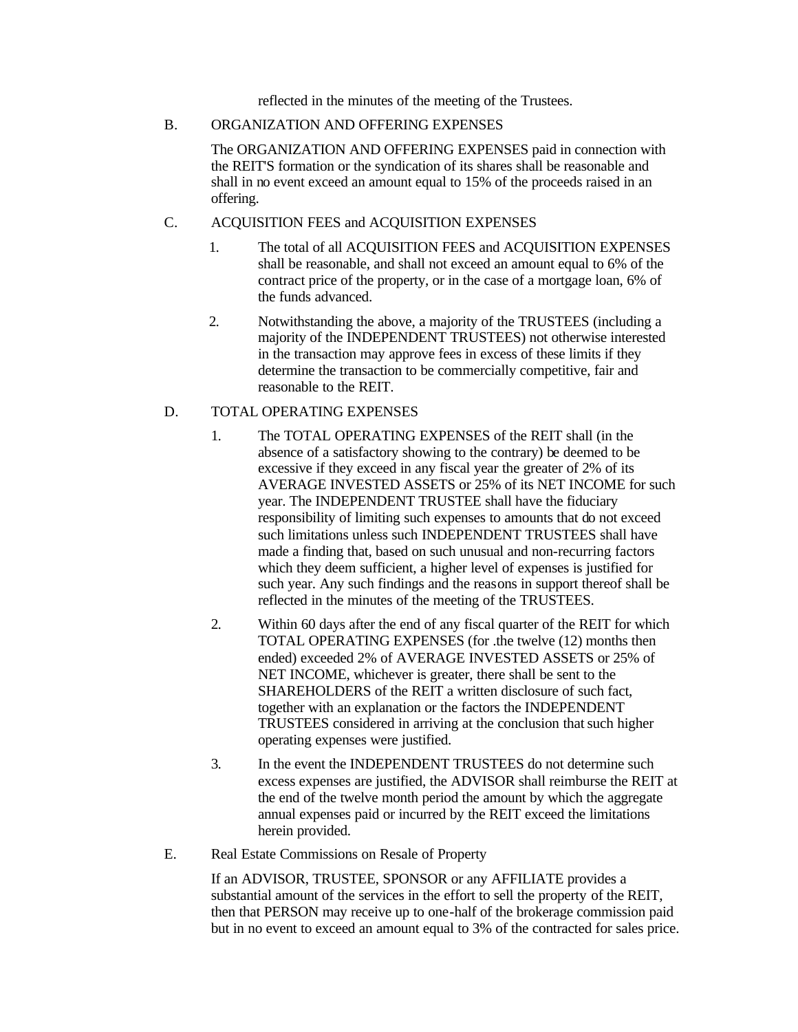reflected in the minutes of the meeting of the Trustees.

B. ORGANIZATION AND OFFERING EXPENSES

The ORGANIZATION AND OFFERING EXPENSES paid in connection with the REIT'S formation or the syndication of its shares shall be reasonable and shall in no event exceed an amount equal to 15% of the proceeds raised in an offering.

C. ACQUISITION FEES and ACQUISITION EXPENSES

1. The total of all ACQUISITION FEES and ACQUISITION EXPENSES shall be reasonable, and shall not exceed an amount equal to 6% of the contract price of the property, or in the case of a mortgage loan, 6% of the funds advanced.

2. Notwithstanding the above, a majority of the TRUSTEES (including a majority of the INDEPENDENT TRUSTEES) not otherwise interested in the transaction may approve fees in excess of these limits if they determine the transaction to be commercially competitive, fair and reasonable to the REIT.

D. TOTAL OPERATING EXPENSES

1. The TOTAL OPERATING EXPENSES of the REIT shall (in the absence of a satisfactory showing to the contrary) be deemed to be excessive if they exceed in any fiscal year the greater of 2% of its AVERAGE INVESTED ASSETS or 25% of its NET INCOME for such year. The INDEPENDENT TRUSTEE shall have the fiduciary responsibility of limiting such expenses to amounts that do not exceed such limitations unless such INDEPENDENT TRUSTEES shall have made a finding that, based on such unusual and non-recurring factors which they deem sufficient, a higher level of expenses is justified for such year. Any such findings and the reasons in support thereof shall be reflected in the minutes of the meeting of the TRUSTEES.

2. Within 60 days after the end of any fiscal quarter of the REIT for which TOTAL OPERATING EXPENSES (for .the twelve (12) months then ended) exceeded 2% of AVERAGE INVESTED ASSETS or 25% of NET INCOME, whichever is greater, there shall be sent to the SHAREHOLDERS of the REIT a written disclosure of such fact, together with an explanation or the factors the INDEPENDENT TRUSTEES considered in arriving at the conclusion that such higher operating expenses were justified.

3. In the event the INDEPENDENT TRUSTEES do not determine such excess expenses are justified, the ADVISOR shall reimburse the REIT at the end of the twelve month period the amount by which the aggregate annual expenses paid or incurred by the REIT exceed the limitations herein provided.

E. Real Estate Commissions on Resale of Property

If an ADVISOR, TRUSTEE, SPONSOR or any AFFILIATE provides a substantial amount of the services in the effort to sell the property of the REIT, then that PERSON may receive up to one-half of the brokerage commission paid but in no event to exceed an amount equal to 3% of the contracted for sales price.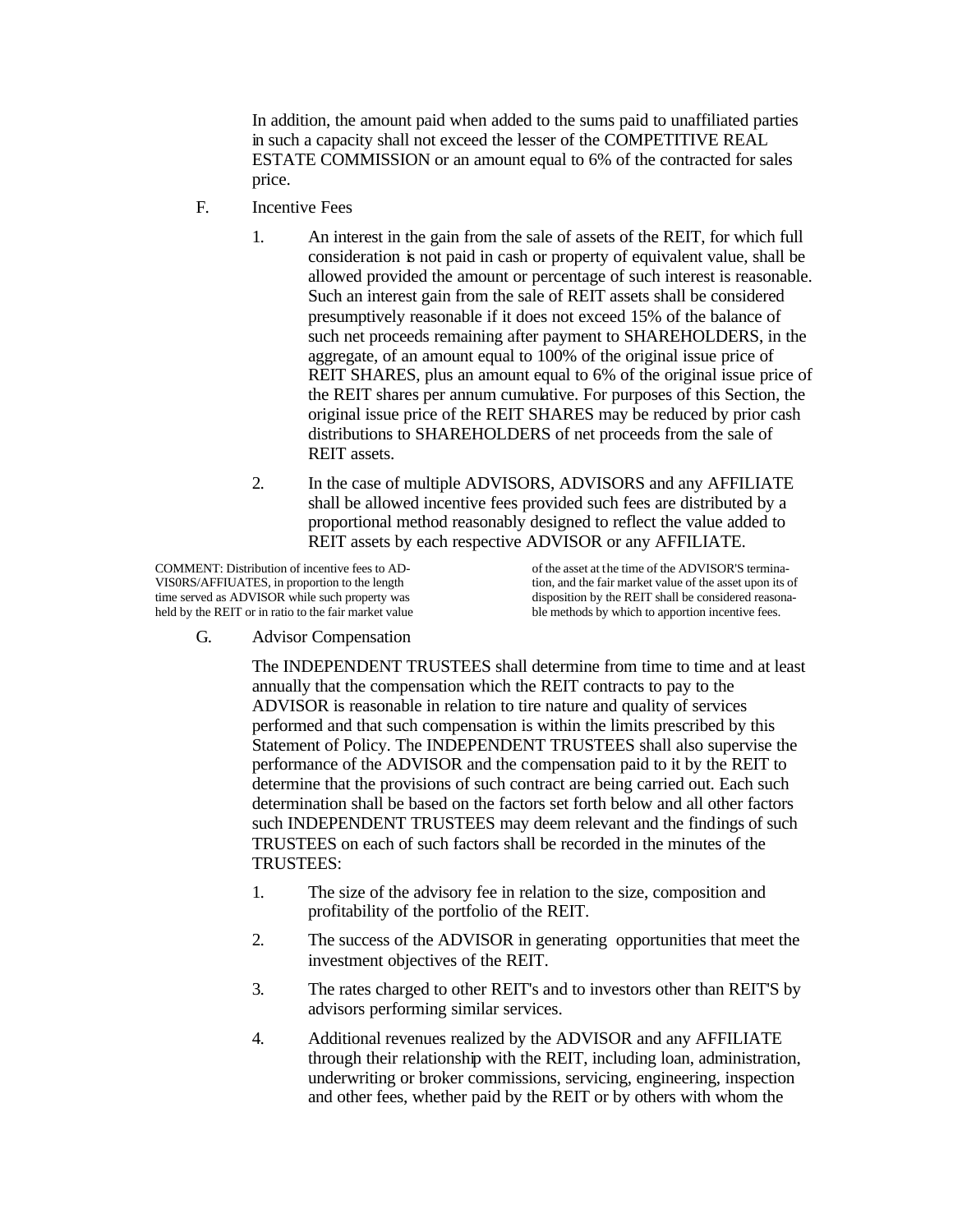In addition, the amount paid when added to the sums paid to unaffiliated parties in such a capacity shall not exceed the lesser of the COMPETITIVE REAL ESTATE COMMISSION or an amount equal to 6% of the contracted for sales price.

F. Incentive Fees

1. An interest in the gain from the sale of assets of the REIT, for which full consideration is not paid in cash or property of equivalent value, shall be allowed provided the amount or percentage of such interest is reasonable. Such an interest gain from the sale of REIT assets shall be considered presumptively reasonable if it does not exceed 15% of the balance of such net proceeds remaining after payment to SHAREHOLDERS, in the aggregate, of an amount equal to 100% of the original issue price of REIT SHARES, plus an amount equal to 6% of the original issue price of the REIT shares per annum cumulative. For purposes of this Section, the original issue price of the REIT SHARES may be reduced by prior cash distributions to SHAREHOLDERS of net proceeds from the sale of REIT assets.

2. In the case of multiple ADVISORS, ADVISORS and any AFFILIATE shall be allowed incentive fees provided such fees are distributed by a proportional method reasonably designed to reflect the value added to REIT assets by each respective ADVISOR or any AFFILIATE.

COMMENT: Distribution of incentive fees to ADVIS0RS/AFFIUATES, in proportion to the length time served as ADVISOR while such property was held by the REIT or in ratio to the fair market value of the asset at the time of the ADVISOR'S termination, and the fair market value of the asset upon its of disposition by the REIT shall be considered reasonable methods by which to apportion incentive fees.

G. Advisor Compensation

The INDEPENDENT TRUSTEES shall determine from time to time and at least annually that the compensation which the REIT contracts to pay to the ADVISOR is reasonable in relation to tire nature and quality of services performed and that such compensation is within the limits prescribed by this Statement of Policy. The INDEPENDENT TRUSTEES shall also supervise the performance of the ADVISOR and the compensation paid to it by the REIT to determine that the provisions of such contract are being carried out. Each such determination shall be based on the factors set forth below and all other factors such INDEPENDENT TRUSTEES may deem relevant and the findings of such TRUSTEES on each of such factors shall be recorded in the minutes of the TRUSTEES:

1. The size of the advisory fee in relation to the size, composition and profitability of the portfolio of the REIT.

2. The success of the ADVISOR in generating opportunities that meet the investment objectives of the REIT.

3. The rates charged to other REIT's and to investors other than REIT'S by advisors performing similar services.

4. Additional revenues realized by the ADVISOR and any AFFILIATE through their relationship with the REIT, including loan, administration, underwriting or broker commissions, servicing, engineering, inspection and other fees, whether paid by the REIT or by others with whom the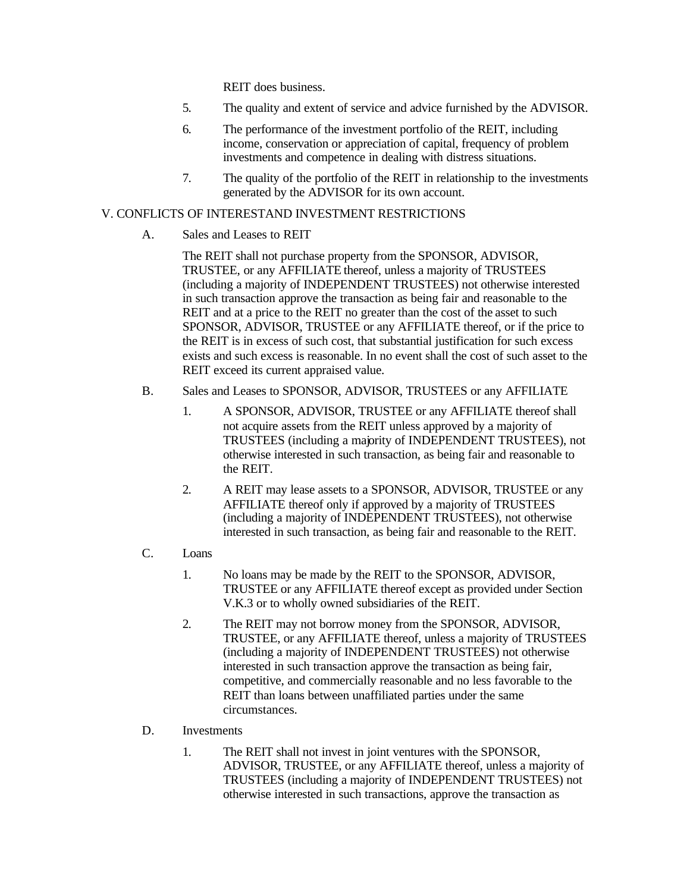REIT does business.

5. The quality and extent of service and advice furnished by the ADVISOR.

6. The performance of the investment portfolio of the REIT, including income, conservation or appreciation of capital, frequency of problem investments and competence in dealing with distress situations.

7. The quality of the portfolio of the REIT in relationship to the investments generated by the ADVISOR for its own account.

## V. CONFLICTS OF INTERESTAND INVESTMENT RESTRICTIONS

### A. Sales and Leases to REIT

The REIT shall not purchase property from the SPONSOR, ADVISOR, TRUSTEE, or any AFFILIATE thereof, unless a majority of TRUSTEES (including a majority of INDEPENDENT TRUSTEES) not otherwise interested in such transaction approve the transaction as being fair and reasonable to the REIT and at a price to the REIT no greater than the cost of the asset to such SPONSOR, ADVISOR, TRUSTEE or any AFFILIATE thereof, or if the price to the REIT is in excess of such cost, that substantial justification for such excess exists and such excess is reasonable. In no event shall the cost of such asset to the REIT exceed its current appraised value.

### B. Sales and Leases to SPONSOR, ADVISOR, TRUSTEES or any AFFILIATE

1. A SPONSOR, ADVISOR, TRUSTEE or any AFFILIATE thereof shall not acquire assets from the REIT unless approved by a majority of TRUSTEES (including a majority of INDEPENDENT TRUSTEES), not otherwise interested in such transaction, as being fair and reasonable to the REIT.

2. A REIT may lease assets to a SPONSOR, ADVISOR, TRUSTEE or any AFFILIATE thereof only if approved by a majority of TRUSTEES (including a majority of INDEPENDENT TRUSTEES), not otherwise interested in such transaction, as being fair and reasonable to the REIT.

### C. Loans

1. No loans may be made by the REIT to the SPONSOR, ADVISOR, TRUSTEE or any AFFILIATE thereof except as provided under Section V.K.3 or to wholly owned subsidiaries of the REIT.

2. The REIT may not borrow money from the SPONSOR, ADVISOR, TRUSTEE, or any AFFILIATE thereof, unless a majority of TRUSTEES (including a majority of INDEPENDENT TRUSTEES) not otherwise interested in such transaction approve the transaction as being fair, competitive, and commercially reasonable and no less favorable to the REIT than loans between unaffiliated parties under the same circumstances.

### D. Investments

1. The REIT shall not invest in joint ventures with the SPONSOR, ADVISOR, TRUSTEE, or any AFFILIATE thereof, unless a majority of TRUSTEES (including a majority of INDEPENDENT TRUSTEES) not otherwise interested in such transactions, approve the transaction as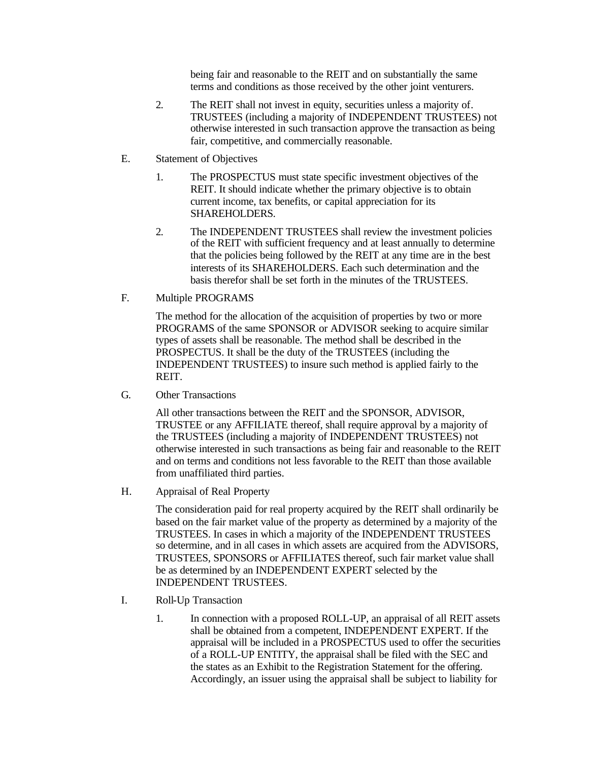being fair and reasonable to the REIT and on substantially the same terms and conditions as those received by the other joint venturers.

2. The REIT shall not invest in equity, securities unless a majority of. TRUSTEES (including a majority of INDEPENDENT TRUSTEES) not otherwise interested in such transaction approve the transaction as being fair, competitive, and commercially reasonable.

E. Statement of Objectives

1. The PROSPECTUS must state specific investment objectives of the REIT. It should indicate whether the primary objective is to obtain current income, tax benefits, or capital appreciation for its SHAREHOLDERS.

2. The INDEPENDENT TRUSTEES shall review the investment policies of the REIT with sufficient frequency and at least annually to determine that the policies being followed by the REIT at any time are in the best interests of its SHAREHOLDERS. Each such determination and the basis therefor shall be set forth in the minutes of the TRUSTEES.

F. Multiple PROGRAMS

The method for the allocation of the acquisition of properties by two or more PROGRAMS of the same SPONSOR or ADVISOR seeking to acquire similar types of assets shall be reasonable. The method shall be described in the PROSPECTUS. It shall be the duty of the TRUSTEES (including the INDEPENDENT TRUSTEES) to insure such method is applied fairly to the REIT.

G. Other Transactions

All other transactions between the REIT and the SPONSOR, ADVISOR, TRUSTEE or any AFFILIATE thereof, shall require approval by a majority of the TRUSTEES (including a majority of INDEPENDENT TRUSTEES) not otherwise interested in such transactions as being fair and reasonable to the REIT and on terms and conditions not less favorable to the REIT than those available from unaffiliated third parties.

H. Appraisal of Real Property

The consideration paid for real property acquired by the REIT shall ordinarily be based on the fair market value of the property as determined by a majority of the TRUSTEES. In cases in which a majority of the INDEPENDENT TRUSTEES so determine, and in all cases in which assets are acquired from the ADVISORS, TRUSTEES, SPONSORS or AFFILIATES thereof, such fair market value shall be as determined by an INDEPENDENT EXPERT selected by the INDEPENDENT TRUSTEES.

I. Roll-Up Transaction

1. In connection with a proposed ROLL-UP, an appraisal of all REIT assets shall be obtained from a competent, INDEPENDENT EXPERT. If the appraisal will be included in a PROSPECTUS used to offer the securities of a ROLL-UP ENTITY, the appraisal shall be filed with the SEC and the states as an Exhibit to the Registration Statement for the offering. Accordingly, an issuer using the appraisal shall be subject to liability for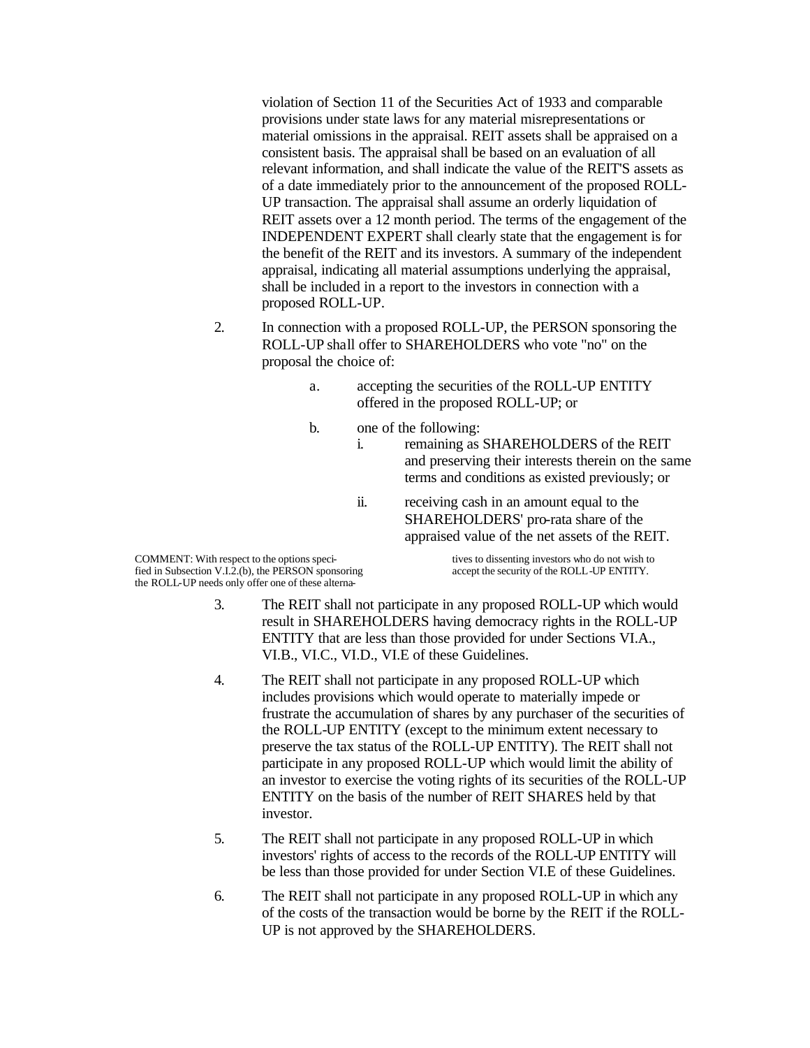violation of Section 11 of the Securities Act of 1933 and comparable provisions under state laws for any material misrepresentations or material omissions in the appraisal. REIT assets shall be appraised on a consistent basis. The appraisal shall be based on an evaluation of all relevant information, and shall indicate the value of the REIT'S assets as of a date immediately prior to the announcement of the proposed ROLL-UP transaction. The appraisal shall assume an orderly liquidation of REIT assets over a 12 month period. The terms of the engagement of the INDEPENDENT EXPERT shall clearly state that the engagement is for the benefit of the REIT and its investors. A summary of the independent appraisal, indicating all material assumptions underlying the appraisal, shall be included in a report to the investors in connection with a proposed ROLL-UP.

2. In connection with a proposed ROLL-UP, the PERSON sponsoring the ROLL-UP shall offer to SHAREHOLDERS who vote "no" on the proposal the choice of:

   a. accepting the securities of the ROLL-UP ENTITY offered in the proposed ROLL-UP; or

   b. one of the following:

      i. remaining as SHAREHOLDERS of the REIT and preserving their interests therein on the same terms and conditions as existed previously; or

      ii. receiving cash in an amount equal to the SHAREHOLDERS' pro-rata share of the appraised value of the net assets of the REIT.

COMMENT: With respect to the options specified in Subsection V.I.2.(b), the PERSON sponsoring the ROLL-UP needs only offer one of these alternatives to dissenting investors who do not wish to accept the security of the ROLL-UP ENTITY.

3. The REIT shall not participate in any proposed ROLL-UP which would result in SHAREHOLDERS having democracy rights in the ROLL-UP ENTITY that are less than those provided for under Sections VI.A., VI.B., VI.C., VI.D., VI.E of these Guidelines.

4. The REIT shall not participate in any proposed ROLL-UP which includes provisions which would operate to materially impede or frustrate the accumulation of shares by any purchaser of the securities of the ROLL-UP ENTITY (except to the minimum extent necessary to preserve the tax status of the ROLL-UP ENTITY). The REIT shall not participate in any proposed ROLL-UP which would limit the ability of an investor to exercise the voting rights of its securities of the ROLL-UP ENTITY on the basis of the number of REIT SHARES held by that investor.

5. The REIT shall not participate in any proposed ROLL-UP in which investors' rights of access to the records of the ROLL-UP ENTITY will be less than those provided for under Section VI.E of these Guidelines.

6. The REIT shall not participate in any proposed ROLL-UP in which any of the costs of the transaction would be borne by the REIT if the ROLL-UP is not approved by the SHAREHOLDERS.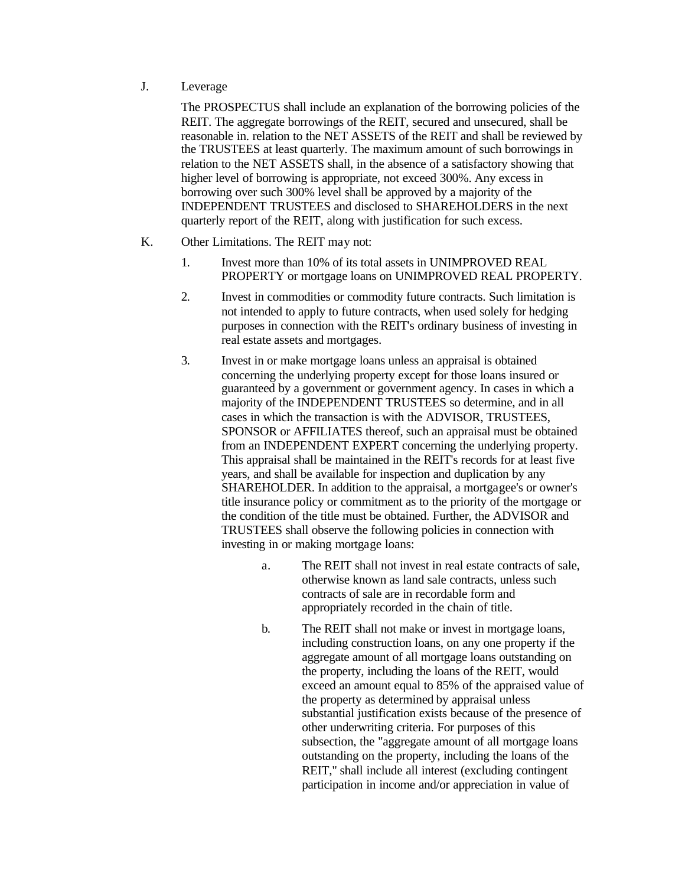J. Leverage

The PROSPECTUS shall include an explanation of the borrowing policies of the REIT. The aggregate borrowings of the REIT, secured and unsecured, shall be reasonable in. relation to the NET ASSETS of the REIT and shall be reviewed by the TRUSTEES at least quarterly. The maximum amount of such borrowings in relation to the NET ASSETS shall, in the absence of a satisfactory showing that higher level of borrowing is appropriate, not exceed 300%. Any excess in borrowing over such 300% level shall be approved by a majority of the INDEPENDENT TRUSTEES and disclosed to SHAREHOLDERS in the next quarterly report of the REIT, along with justification for such excess.

K. Other Limitations. The REIT may not:

1. Invest more than 10% of its total assets in UNIMPROVED REAL PROPERTY or mortgage loans on UNIMPROVED REAL PROPERTY.

2. Invest in commodities or commodity future contracts. Such limitation is not intended to apply to future contracts, when used solely for hedging purposes in connection with the REIT's ordinary business of investing in real estate assets and mortgages.

3. Invest in or make mortgage loans unless an appraisal is obtained concerning the underlying property except for those loans insured or guaranteed by a government or government agency. In cases in which a majority of the INDEPENDENT TRUSTEES so determine, and in all cases in which the transaction is with the ADVISOR, TRUSTEES, SPONSOR or AFFILIATES thereof, such an appraisal must be obtained from an INDEPENDENT EXPERT concerning the underlying property. This appraisal shall be maintained in the REIT's records for at least five years, and shall be available for inspection and duplication by any SHAREHOLDER. In addition to the appraisal, a mortgagee's or owner's title insurance policy or commitment as to the priority of the mortgage or the condition of the title must be obtained. Further, the ADVISOR and TRUSTEES shall observe the following policies in connection with investing in or making mortgage loans:

   a. The REIT shall not invest in real estate contracts of sale, otherwise known as land sale contracts, unless such contracts of sale are in recordable form and appropriately recorded in the chain of title.

   b. The REIT shall not make or invest in mortgage loans, including construction loans, on any one property if the aggregate amount of all mortgage loans outstanding on the property, including the loans of the REIT, would exceed an amount equal to 85% of the appraised value of the property as determined by appraisal unless substantial justification exists because of the presence of other underwriting criteria. For purposes of this subsection, the "aggregate amount of all mortgage loans outstanding on the property, including the loans of the REIT," shall include all interest (excluding contingent participation in income and/or appreciation in value of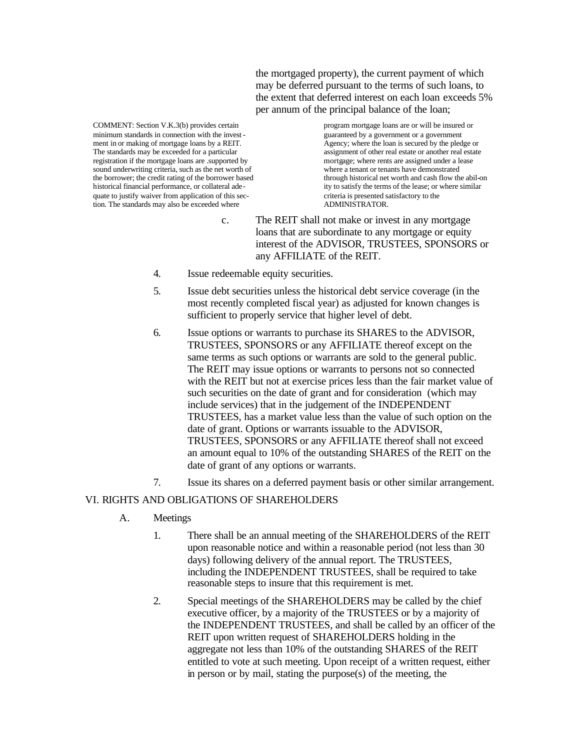the mortgaged property), the current payment of which may be deferred pursuant to the terms of such loans, to the extent that deferred interest on each loan exceeds 5% per annum of the principal balance of the loan;

COMMENT: Section V.K.3(b) provides certain minimum standards in connection with the investment in or making of mortgage loans by a REIT. The standards may be exceeded for a particular registration if the mortgage loans are .supported by sound underwriting criteria, such as the net worth of the borrower; the credit rating of the borrower based historical financial performance, or collateral adequate to justify waiver from application of this section. The standards may also be exceeded where program mortgage loans are or will be insured or guaranteed by a government or a government Agency; where the loan is secured by the pledge or assignment of other real estate or another real estate mortgage; where rents are assigned under a lease where a tenant or tenants have demonstrated through historical net worth and cash flow the abil-on ity to satisfy the terms of the lease; or where similar criteria is presented satisfactory to the ADMINISTRATOR.

c. The REIT shall not make or invest in any mortgage loans that are subordinate to any mortgage or equity interest of the ADVISOR, TRUSTEES, SPONSORS or any AFFILIATE of the REIT.

4. Issue redeemable equity securities.

5. Issue debt securities unless the historical debt service coverage (in the most recently completed fiscal year) as adjusted for known changes is sufficient to properly service that higher level of debt.

6. Issue options or warrants to purchase its SHARES to the ADVISOR, TRUSTEES, SPONSORS or any AFFILIATE thereof except on the same terms as such options or warrants are sold to the general public. The REIT may issue options or warrants to persons not so connected with the REIT but not at exercise prices less than the fair market value of such securities on the date of grant and for consideration (which may include services) that in the judgement of the INDEPENDENT TRUSTEES, has a market value less than the value of such option on the date of grant. Options or warrants issuable to the ADVISOR, TRUSTEES, SPONSORS or any AFFILIATE thereof shall not exceed an amount equal to 10% of the outstanding SHARES of the REIT on the date of grant of any options or warrants.

7. Issue its shares on a deferred payment basis or other similar arrangement.

## VI. RIGHTS AND OBLIGATIONS OF SHAREHOLDERS

### A. Meetings

1. There shall be an annual meeting of the SHAREHOLDERS of the REIT upon reasonable notice and within a reasonable period (not less than 30 days) following delivery of the annual report. The TRUSTEES, including the INDEPENDENT TRUSTEES, shall be required to take reasonable steps to insure that this requirement is met.

2. Special meetings of the SHAREHOLDERS may be called by the chief executive officer, by a majority of the TRUSTEES or by a majority of the INDEPENDENT TRUSTEES, and shall be called by an officer of the REIT upon written request of SHAREHOLDERS holding in the aggregate not less than 10% of the outstanding SHARES of the REIT entitled to vote at such meeting. Upon receipt of a written request, either in person or by mail, stating the purpose(s) of the meeting, the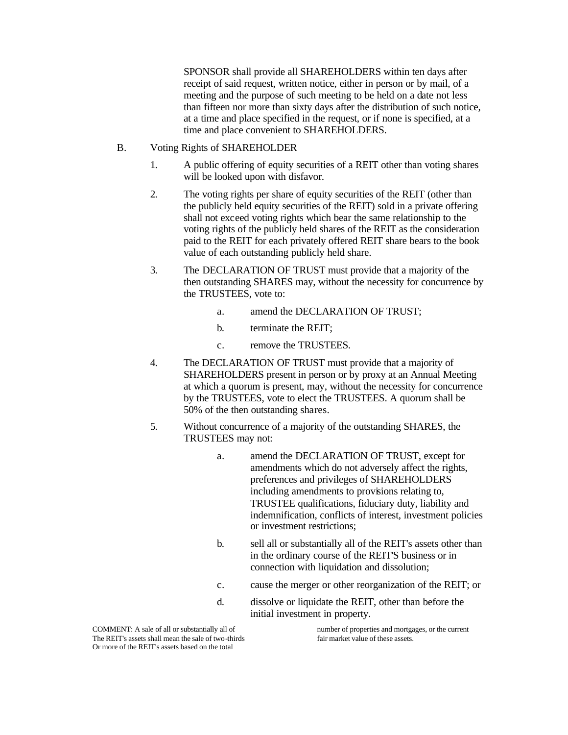SPONSOR shall provide all SHAREHOLDERS within ten days after receipt of said request, written notice, either in person or by mail, of a meeting and the purpose of such meeting to be held on a date not less than fifteen nor more than sixty days after the distribution of such notice, at a time and place specified in the request, or if none is specified, at a time and place convenient to SHAREHOLDERS.

B. Voting Rights of SHAREHOLDER

1. A public offering of equity securities of a REIT other than voting shares will be looked upon with disfavor.

2. The voting rights per share of equity securities of the REIT (other than the publicly held equity securities of the REIT) sold in a private offering shall not exceed voting rights which bear the same relationship to the voting rights of the publicly held shares of the REIT as the consideration paid to the REIT for each privately offered REIT share bears to the book value of each outstanding publicly held share.

3. The DECLARATION OF TRUST must provide that a majority of the then outstanding SHARES may, without the necessity for concurrence by the TRUSTEES, vote to:

   a. amend the DECLARATION OF TRUST;

   b. terminate the REIT;

   c. remove the TRUSTEES.

4. The DECLARATION OF TRUST must provide that a majority of SHAREHOLDERS present in person or by proxy at an Annual Meeting at which a quorum is present, may, without the necessity for concurrence by the TRUSTEES, vote to elect the TRUSTEES. A quorum shall be 50% of the then outstanding shares.

5. Without concurrence of a majority of the outstanding SHARES, the TRUSTEES may not:

   a. amend the DECLARATION OF TRUST, except for amendments which do not adversely affect the rights, preferences and privileges of SHAREHOLDERS including amendments to provisions relating to, TRUSTEE qualifications, fiduciary duty, liability and indemnification, conflicts of interest, investment policies or investment restrictions;

   b. sell all or substantially all of the REIT's assets other than in the ordinary course of the REIT'S business or in connection with liquidation and dissolution;

   c. cause the merger or other reorganization of the REIT; or

   d. dissolve or liquidate the REIT, other than before the initial investment in property.

COMMENT: A sale of all or substantially all of The REIT's assets shall mean the sale of two-thirds Or more of the REIT's assets based on the total number of properties and mortgages, or the current fair market value of these assets.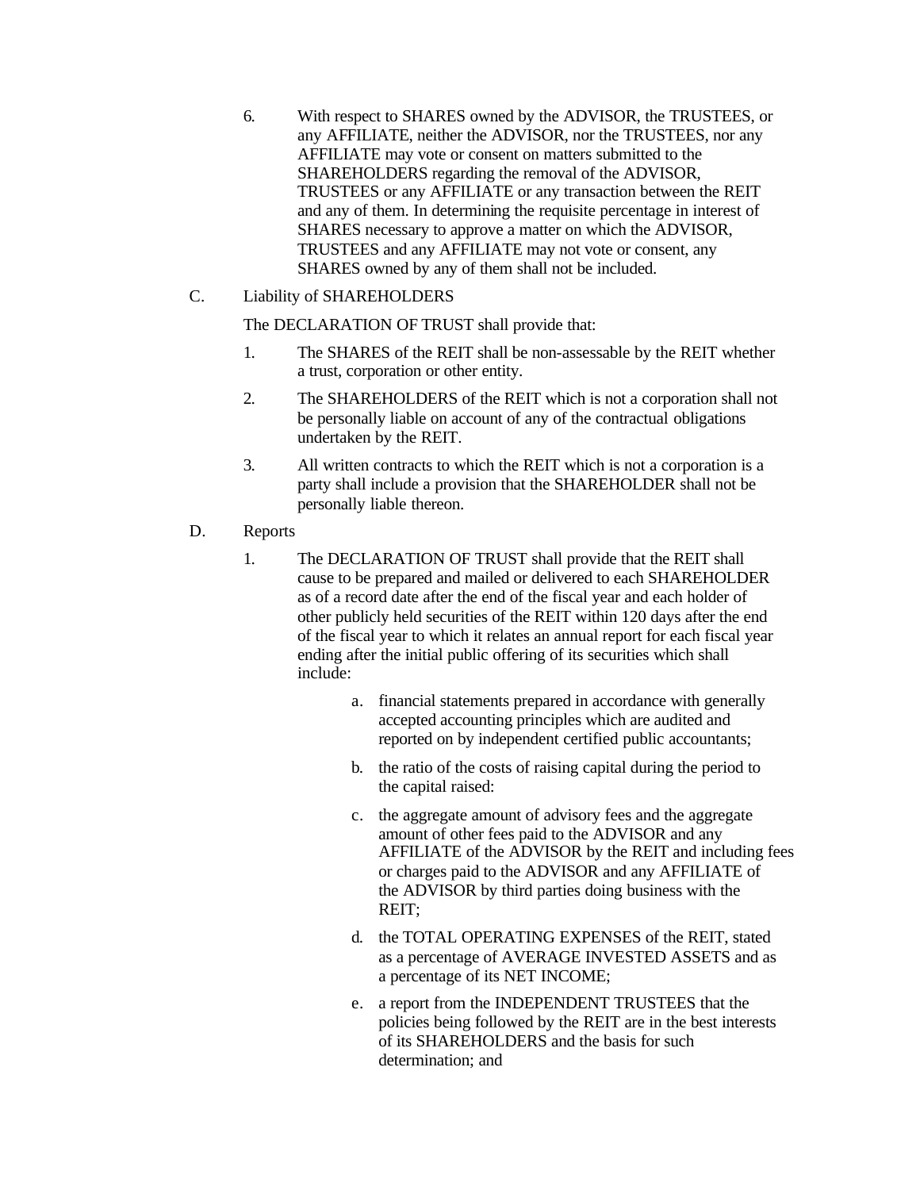6. With respect to SHARES owned by the ADVISOR, the TRUSTEES, or any AFFILIATE, neither the ADVISOR, nor the TRUSTEES, nor any AFFILIATE may vote or consent on matters submitted to the SHAREHOLDERS regarding the removal of the ADVISOR, TRUSTEES or any AFFILIATE or any transaction between the REIT and any of them. In determining the requisite percentage in interest of SHARES necessary to approve a matter on which the ADVISOR, TRUSTEES and any AFFILIATE may not vote or consent, any SHARES owned by any of them shall not be included.

C. Liability of SHAREHOLDERS

The DECLARATION OF TRUST shall provide that:

1. The SHARES of the REIT shall be non-assessable by the REIT whether a trust, corporation or other entity.

2. The SHAREHOLDERS of the REIT which is not a corporation shall not be personally liable on account of any of the contractual obligations undertaken by the REIT.

3. All written contracts to which the REIT which is not a corporation is a party shall include a provision that the SHAREHOLDER shall not be personally liable thereon.

D. Reports

1. The DECLARATION OF TRUST shall provide that the REIT shall cause to be prepared and mailed or delivered to each SHAREHOLDER as of a record date after the end of the fiscal year and each holder of other publicly held securities of the REIT within 120 days after the end of the fiscal year to which it relates an annual report for each fiscal year ending after the initial public offering of its securities which shall include:

   a. financial statements prepared in accordance with generally accepted accounting principles which are audited and reported on by independent certified public accountants;

   b. the ratio of the costs of raising capital during the period to the capital raised:

   c. the aggregate amount of advisory fees and the aggregate amount of other fees paid to the ADVISOR and any AFFILIATE of the ADVISOR by the REIT and including fees or charges paid to the ADVISOR and any AFFILIATE of the ADVISOR by third parties doing business with the REIT;

   d. the TOTAL OPERATING EXPENSES of the REIT, stated as a percentage of AVERAGE INVESTED ASSETS and as a percentage of its NET INCOME;

   e. a report from the INDEPENDENT TRUSTEES that the policies being followed by the REIT are in the best interests of its SHAREHOLDERS and the basis for such determination; and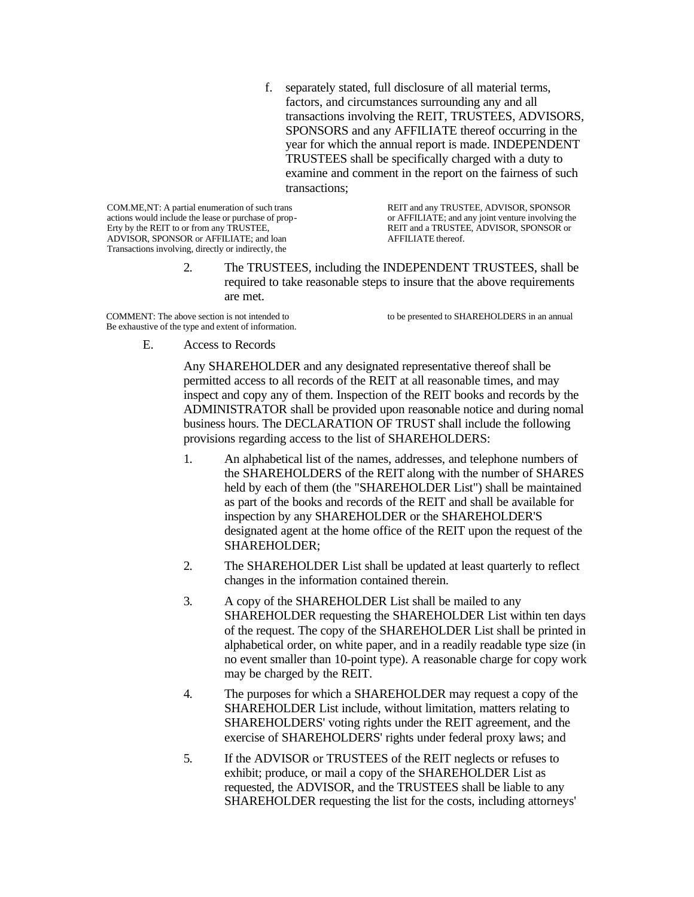f. separately stated, full disclosure of all material terms, factors, and circumstances surrounding any and all transactions involving the REIT, TRUSTEES, ADVISORS, SPONSORS and any AFFILIATE thereof occurring in the year for which the annual report is made. INDEPENDENT TRUSTEES shall be specifically charged with a duty to examine and comment in the report on the fairness of such transactions;

COM.ME,NT: A partial enumeration of such transactions would include the lease or purchase of property by the REIT to or from any TRUSTEE, ADVISOR, SPONSOR or AFFILIATE; and loan Transactions involving, directly or indirectly, the REIT and any TRUSTEE, ADVISOR, SPONSOR or AFFILIATE; and any joint venture involving the REIT and a TRUSTEE, ADVISOR, SPONSOR or AFFILIATE thereof.

2. The TRUSTEES, including the INDEPENDENT TRUSTEES, shall be required to take reasonable steps to insure that the above requirements are met.

COMMENT: The above section is not intended to Be exhaustive of the type and extent of information. to be presented to SHAREHOLDERS in an annual

E. Access to Records

Any SHAREHOLDER and any designated representative thereof shall be permitted access to all records of the REIT at all reasonable times, and may inspect and copy any of them. Inspection of the REIT books and records by the ADMINISTRATOR shall be provided upon reasonable notice and during nomal business hours. The DECLARATION OF TRUST shall include the following provisions regarding access to the list of SHAREHOLDERS:

1. An alphabetical list of the names, addresses, and telephone numbers of the SHAREHOLDERS of the REIT along with the number of SHARES held by each of them (the "SHAREHOLDER List") shall be maintained as part of the books and records of the REIT and shall be available for inspection by any SHAREHOLDER or the SHAREHOLDER'S designated agent at the home office of the REIT upon the request of the SHAREHOLDER;

2. The SHAREHOLDER List shall be updated at least quarterly to reflect changes in the information contained therein.

3. A copy of the SHAREHOLDER List shall be mailed to any SHAREHOLDER requesting the SHAREHOLDER List within ten days of the request. The copy of the SHAREHOLDER List shall be printed in alphabetical order, on white paper, and in a readily readable type size (in no event smaller than 10-point type). A reasonable charge for copy work may be charged by the REIT.

4. The purposes for which a SHAREHOLDER may request a copy of the SHAREHOLDER List include, without limitation, matters relating to SHAREHOLDERS' voting rights under the REIT agreement, and the exercise of SHAREHOLDERS' rights under federal proxy laws; and

5. If the ADVISOR or TRUSTEES of the REIT neglects or refuses to exhibit; produce, or mail a copy of the SHAREHOLDER List as requested, the ADVISOR, and the TRUSTEES shall be liable to any SHAREHOLDER requesting the list for the costs, including attorneys'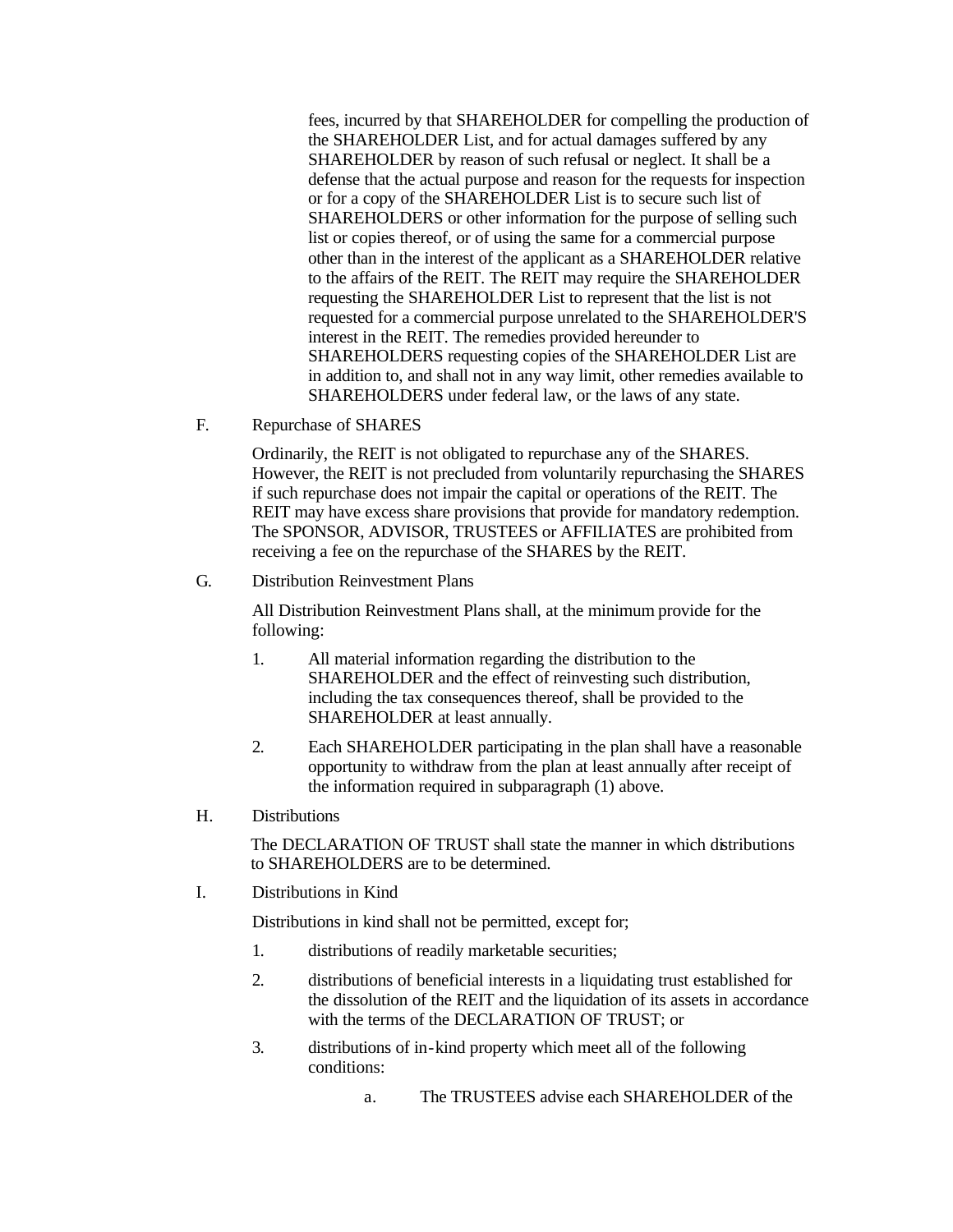fees, incurred by that SHAREHOLDER for compelling the production of the SHAREHOLDER List, and for actual damages suffered by any SHAREHOLDER by reason of such refusal or neglect. It shall be a defense that the actual purpose and reason for the requests for inspection or for a copy of the SHAREHOLDER List is to secure such list of SHAREHOLDERS or other information for the purpose of selling such list or copies thereof, or of using the same for a commercial purpose other than in the interest of the applicant as a SHAREHOLDER relative to the affairs of the REIT. The REIT may require the SHAREHOLDER requesting the SHAREHOLDER List to represent that the list is not requested for a commercial purpose unrelated to the SHAREHOLDER'S interest in the REIT. The remedies provided hereunder to SHAREHOLDERS requesting copies of the SHAREHOLDER List are in addition to, and shall not in any way limit, other remedies available to SHAREHOLDERS under federal law, or the laws of any state.

F. Repurchase of SHARES

Ordinarily, the REIT is not obligated to repurchase any of the SHARES. However, the REIT is not precluded from voluntarily repurchasing the SHARES if such repurchase does not impair the capital or operations of the REIT. The REIT may have excess share provisions that provide for mandatory redemption. The SPONSOR, ADVISOR, TRUSTEES or AFFILIATES are prohibited from receiving a fee on the repurchase of the SHARES by the REIT.

G. Distribution Reinvestment Plans

All Distribution Reinvestment Plans shall, at the minimum provide for the following:

1. All material information regarding the distribution to the SHAREHOLDER and the effect of reinvesting such distribution, including the tax consequences thereof, shall be provided to the SHAREHOLDER at least annually.

2. Each SHAREHOLDER participating in the plan shall have a reasonable opportunity to withdraw from the plan at least annually after receipt of the information required in subparagraph (1) above.

H. Distributions

The DECLARATION OF TRUST shall state the manner in which distributions to SHAREHOLDERS are to be determined.

I. Distributions in Kind

Distributions in kind shall not be permitted, except for;

1. distributions of readily marketable securities;

2. distributions of beneficial interests in a liquidating trust established for the dissolution of the REIT and the liquidation of its assets in accordance with the terms of the DECLARATION OF TRUST; or

3. distributions of in-kind property which meet all of the following conditions:

   a. The TRUSTEES advise each SHAREHOLDER of the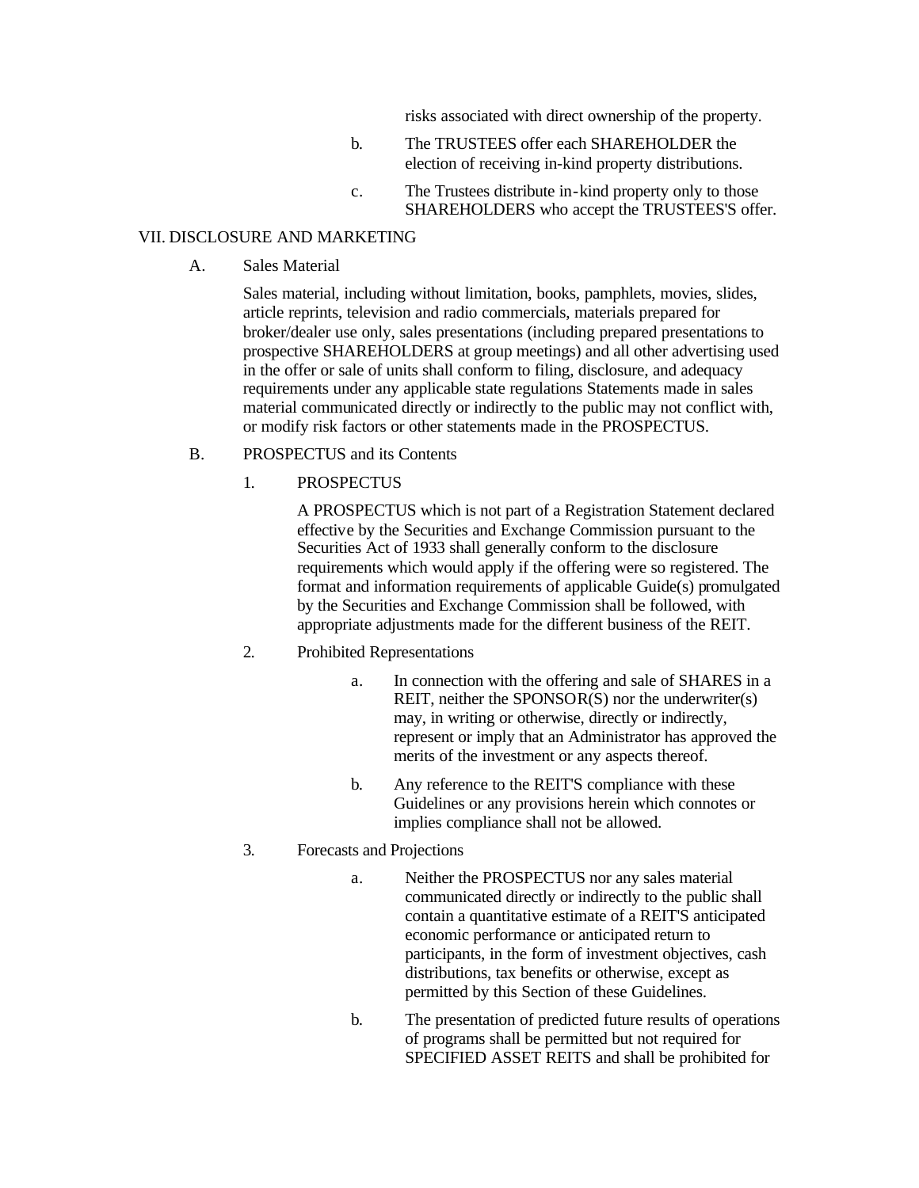risks associated with direct ownership of the property.

b. The TRUSTEES offer each SHAREHOLDER the election of receiving in-kind property distributions.

c. The Trustees distribute in-kind property only to those SHAREHOLDERS who accept the TRUSTEES'S offer.

## VII. DISCLOSURE AND MARKETING

### A. Sales Material

Sales material, including without limitation, books, pamphlets, movies, slides, article reprints, television and radio commercials, materials prepared for broker/dealer use only, sales presentations (including prepared presentations to prospective SHAREHOLDERS at group meetings) and all other advertising used in the offer or sale of units shall conform to filing, disclosure, and adequacy requirements under any applicable state regulations Statements made in sales material communicated directly or indirectly to the public may not conflict with, or modify risk factors or other statements made in the PROSPECTUS.

### B. PROSPECTUS and its Contents

1. PROSPECTUS

   A PROSPECTUS which is not part of a Registration Statement declared effective by the Securities and Exchange Commission pursuant to the Securities Act of 1933 shall generally conform to the disclosure requirements which would apply if the offering were so registered. The format and information requirements of applicable Guide(s) promulgated by the Securities and Exchange Commission shall be followed, with appropriate adjustments made for the different business of the REIT.

2. Prohibited Representations

   a. In connection with the offering and sale of SHARES in a REIT, neither the SPONSOR(S) nor the underwriter(s) may, in writing or otherwise, directly or indirectly, represent or imply that an Administrator has approved the merits of the investment or any aspects thereof.

   b. Any reference to the REIT'S compliance with these Guidelines or any provisions herein which connotes or implies compliance shall not be allowed.

3. Forecasts and Projections

   a. Neither the PROSPECTUS nor any sales material communicated directly or indirectly to the public shall contain a quantitative estimate of a REIT'S anticipated economic performance or anticipated return to participants, in the form of investment objectives, cash distributions, tax benefits or otherwise, except as permitted by this Section of these Guidelines.

   b. The presentation of predicted future results of operations of programs shall be permitted but not required for SPECIFIED ASSET REITS and shall be prohibited for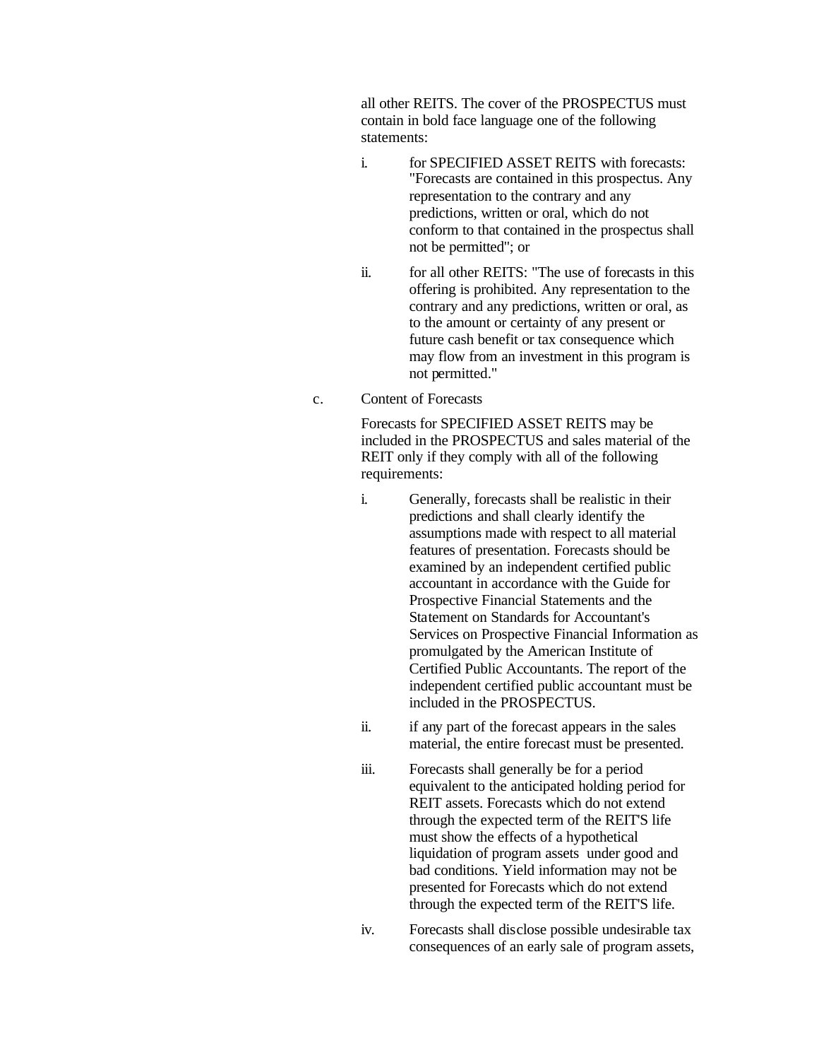all other REITS. The cover of the PROSPECTUS must contain in bold face language one of the following statements:

i. for SPECIFIED ASSET REITS with forecasts: "Forecasts are contained in this prospectus. Any representation to the contrary and any predictions, written or oral, which do not conform to that contained in the prospectus shall not be permitted"; or

ii. for all other REITS: "The use of forecasts in this offering is prohibited. Any representation to the contrary and any predictions, written or oral, as to the amount or certainty of any present or future cash benefit or tax consequence which may flow from an investment in this program is not permitted."

c. Content of Forecasts

Forecasts for SPECIFIED ASSET REITS may be included in the PROSPECTUS and sales material of the REIT only if they comply with all of the following requirements:

i. Generally, forecasts shall be realistic in their predictions and shall clearly identify the assumptions made with respect to all material features of presentation. Forecasts should be examined by an independent certified public accountant in accordance with the Guide for Prospective Financial Statements and the Statement on Standards for Accountant's Services on Prospective Financial Information as promulgated by the American Institute of Certified Public Accountants. The report of the independent certified public accountant must be included in the PROSPECTUS.

ii. if any part of the forecast appears in the sales material, the entire forecast must be presented.

iii. Forecasts shall generally be for a period equivalent to the anticipated holding period for REIT assets. Forecasts which do not extend through the expected term of the REIT'S life must show the effects of a hypothetical liquidation of program assets under good and bad conditions. Yield information may not be presented for Forecasts which do not extend through the expected term of the REIT'S life.

iv. Forecasts shall disclose possible undesirable tax consequences of an early sale of program assets,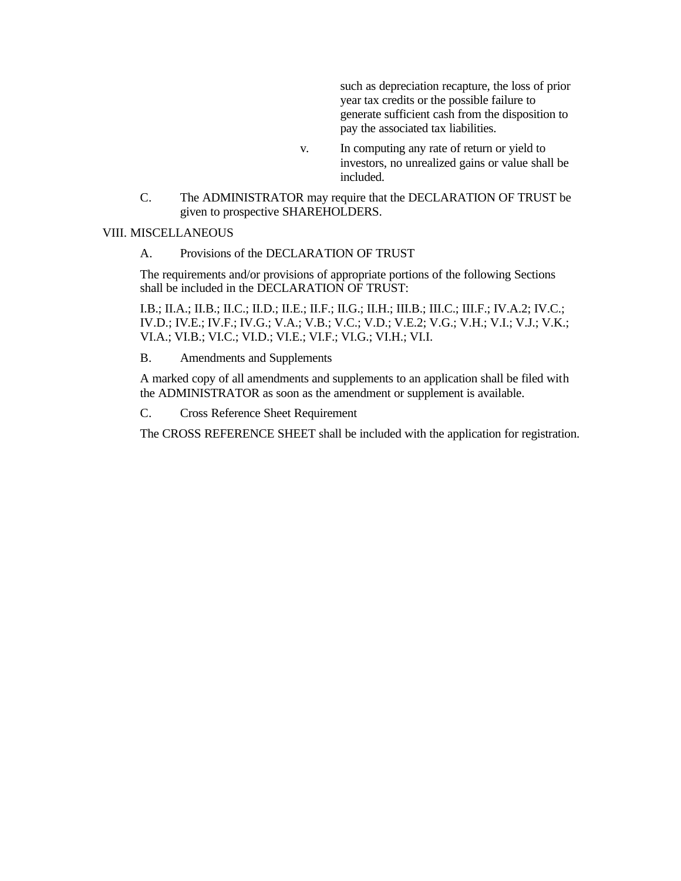such as depreciation recapture, the loss of prior year tax credits or the possible failure to generate sufficient cash from the disposition to pay the associated tax liabilities.

v. In computing any rate of return or yield to investors, no unrealized gains or value shall be included.

C. The ADMINISTRATOR may require that the DECLARATION OF TRUST be given to prospective SHAREHOLDERS.

## VIII. MISCELLANEOUS

A. Provisions of the DECLARATION OF TRUST

The requirements and/or provisions of appropriate portions of the following Sections shall be included in the DECLARATION OF TRUST:

I.B.; II.A.; II.B.; II.C.; II.D.; II.E.; II.F.; II.G.; II.H.; III.B.; III.C.; III.F.; IV.A.2; IV.C.; IV.D.; IV.E.; IV.F.; IV.G.; V.A.; V.B.; V.C.; V.D.; V.E.2; V.G.; V.H.; V.I.; V.J.; V.K.; VI.A.; VI.B.; VI.C.; VI.D.; VI.E.; VI.F.; VI.G.; VI.H.; VI.I.

B. Amendments and Supplements

A marked copy of all amendments and supplements to an application shall be filed with the ADMINISTRATOR as soon as the amendment or supplement is available.

C. Cross Reference Sheet Requirement

The CROSS REFERENCE SHEET shall be included with the application for registration.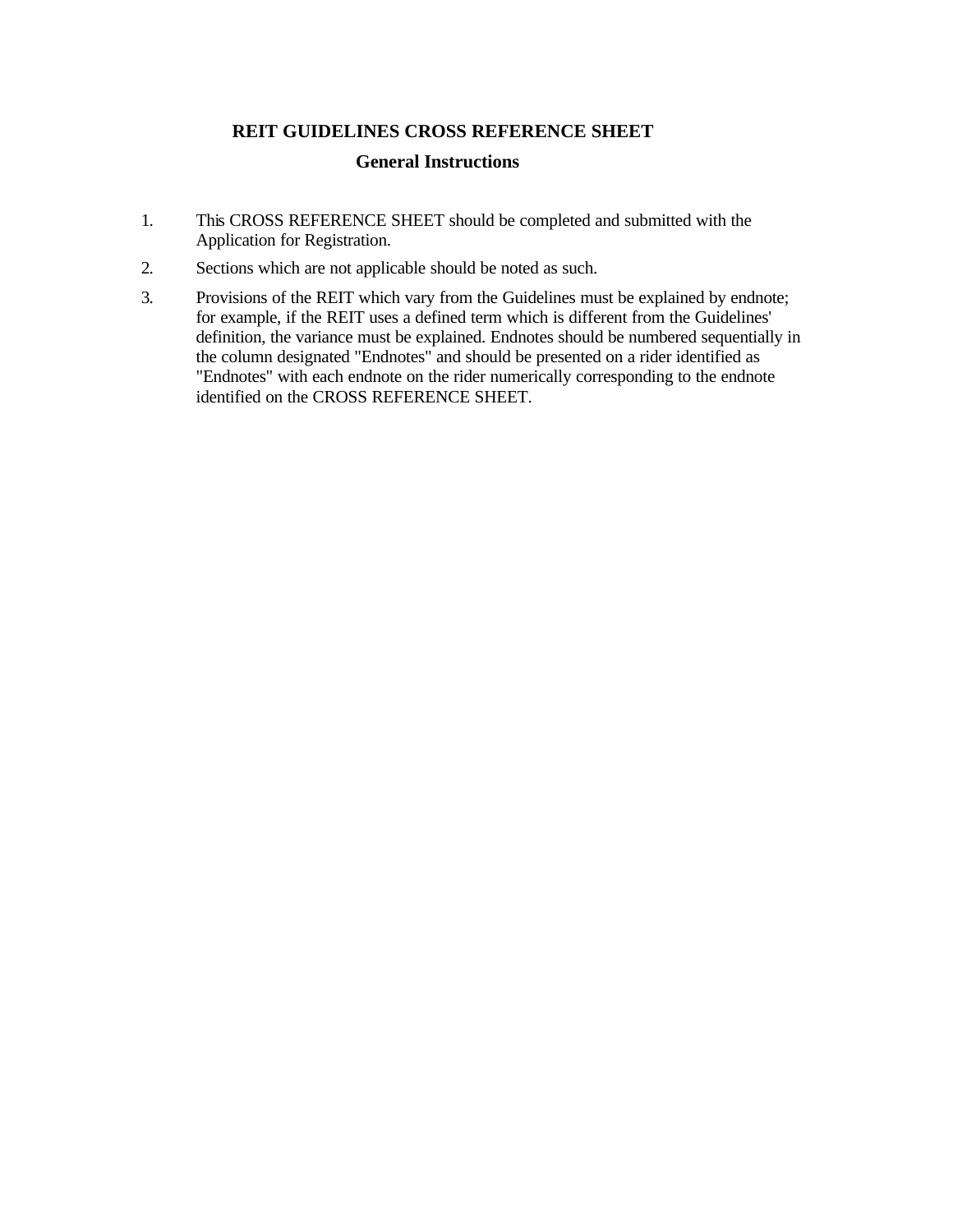# REIT GUIDELINES CROSS REFERENCE SHEET

## General Instructions

1. This CROSS REFERENCE SHEET should be completed and submitted with the Application for Registration.
2. Sections which are not applicable should be noted as such.
3. Provisions of the REIT which vary from the Guidelines must be explained by endnote; for example, if the REIT uses a defined term which is different from the Guidelines' definition, the variance must be explained. Endnotes should be numbered sequentially in the column designated "Endnotes" and should be presented on a rider identified as "Endnotes" with each endnote on the rider numerically corresponding to the endnote identified on the CROSS REFERENCE SHEET.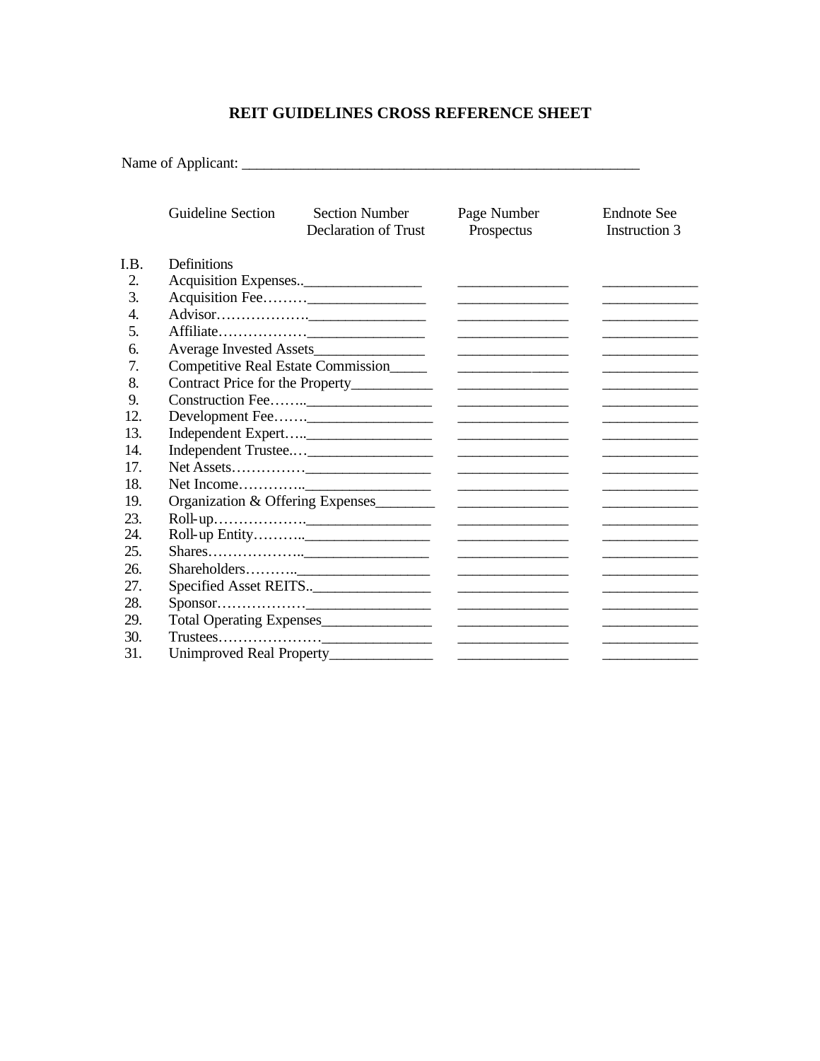# REIT GUIDELINES CROSS REFERENCE SHEET

Name of Applicant: ______________________________________________________

| | Guideline Section | Section Number Declaration of Trust | Page Number Prospectus | Endnote See Instruction 3 |
|---|---|---|---|---|
| I.B. | Definitions | | | |
| 2. | Acquisition Expenses.. | | | |
| 3. | Acquisition Fee……… | | | |
| 4. | Advisor………………. | | | |
| 5. | Affiliate……………… | | | |
| 6. | Average Invested Assets | | | |
| 7. | Competitive Real Estate Commission | | | |
| 8. | Contract Price for the Property | | | |
| 9. | Construction Fee…….. | | | |
| 12. | Development Fee……. | | | |
| 13. | Independent Expert….. | | | |
| 14. | Independent Trustee.… | | | |
| 17. | Net Assets…………… | | | |
| 18. | Net Income………….. | | | |
| 19. | Organization & Offering Expenses | | | |
| 23. | Roll-up………………. | | | |
| 24. | Roll-up Entity……….. | | | |
| 25. | Shares……………….. | | | |
| 26. | Shareholders……….. | | | |
| 27. | Specified Asset REITS.. | | | |
| 28. | Sponsor……………… | | | |
| 29. | Total Operating Expenses | | | |
| 30. | Trustees………………… | | | |
| 31. | Unimproved Real Property | | | |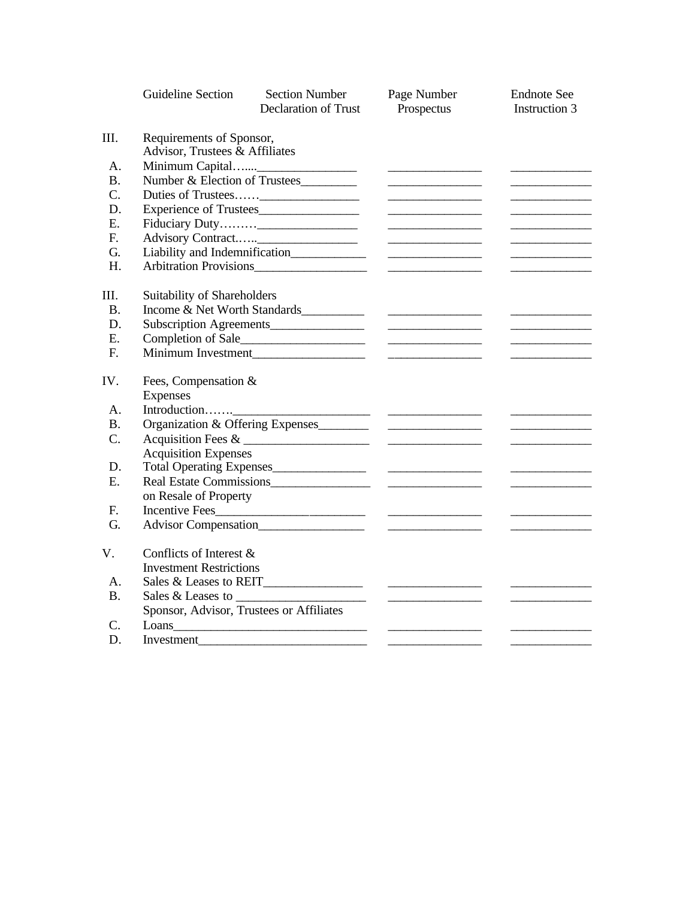| | Guideline Section | Section Number Declaration of Trust | Page Number Prospectus | Endnote See Instruction 3 |
|---|---|---|---|---|
| III. | Requirements of Sponsor, Advisor, Trustees & Affiliates | | | |
| A. | Minimum Capital…..... | ________________ | ________________ | ______________ |
| B. | Number & Election of Trustees | ________________ | ________________ | ______________ |
| C. | Duties of Trustees…… | ________________ | ________________ | ______________ |
| D. | Experience of Trustees | ________________ | ________________ | ______________ |
| E. | Fiduciary Duty……… | ________________ | ________________ | ______________ |
| F. | Advisory Contract.….. | ________________ | ________________ | ______________ |
| G. | Liability and Indemnification | ________________ | ________________ | ______________ |
| H. | Arbitration Provisions | ________________ | ________________ | ______________ |
| III. | Suitability of Shareholders | | | |
| B. | Income & Net Worth Standards | ________________ | ________________ | ______________ |
| D. | Subscription Agreements | ________________ | ________________ | ______________ |
| E. | Completion of Sale | ________________ | ________________ | ______________ |
| F. | Minimum Investment | ________________ | ________________ | ______________ |
| IV. | Fees, Compensation & Expenses | | | |
| A. | Introduction……. | ________________ | ________________ | ______________ |
| B. | Organization & Offering Expenses | ________________ | ________________ | ______________ |
| C. | Acquisition Fees & Acquisition Expenses | ________________ | ________________ | ______________ |
| D. | Total Operating Expenses | ________________ | ________________ | ______________ |
| E. | Real Estate Commissions on Resale of Property | ________________ | ________________ | ______________ |
| F. | Incentive Fees | ________________ | ________________ | ______________ |
| G. | Advisor Compensation | ________________ | ________________ | ______________ |
| V. | Conflicts of Interest & Investment Restrictions | | | |
| A. | Sales & Leases to REIT | ________________ | ________________ | ______________ |
| B. | Sales & Leases to Sponsor, Advisor, Trustees or Affiliates | ________________ | ________________ | ______________ |
| C. | Loans | ________________ | ________________ | ______________ |
| D. | Investment | ________________ | ________________ | ______________ |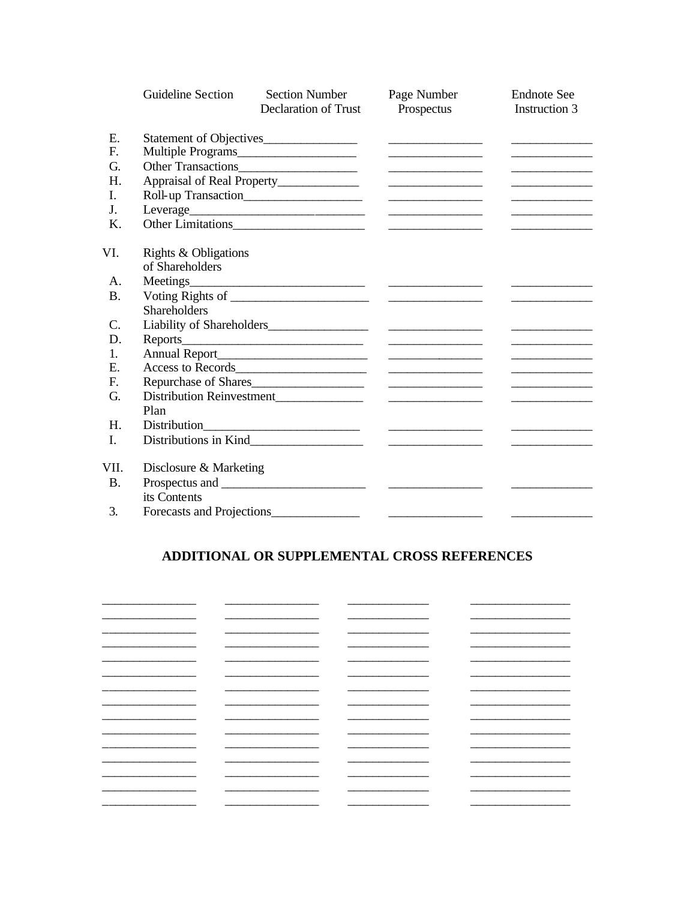| | Guideline Section | Section Number Declaration of Trust | Page Number Prospectus | Endnote See Instruction 3 |
|---|---|---|---|---|
| E. | Statement of Objectives | | | |
| F. | Multiple Programs | | | |
| G. | Other Transactions | | | |
| H. | Appraisal of Real Property | | | |
| I. | Roll-up Transaction | | | |
| J. | Leverage | | | |
| K. | Other Limitations | | | |
| VI. | Rights & Obligations of Shareholders | | | |
| A. | Meetings | | | |
| B. | Voting Rights of Shareholders | | | |
| C. | Liability of Shareholders | | | |
| D. | Reports | | | |
| 1. | Annual Report | | | |
| E. | Access to Records | | | |
| F. | Repurchase of Shares | | | |
| G. | Distribution Reinvestment Plan | | | |
| H. | Distribution | | | |
| I. | Distributions in Kind | | | |
| VII. | Disclosure & Marketing | | | |
| B. | Prospectus and its Contents | | | |
| 3. | Forecasts and Projections | | | |

## ADDITIONAL OR SUPPLEMENTAL CROSS REFERENCES

| | | | |
|---|---|---|---|
| | | | |
| | | | |
| | | | |
| | | | |
| | | | |
| | | | |
| | | | |
| | | | |
| | | | |
| | | | |
| | | | |
| | | | |
| | | | |
| | | | |
| | | | |